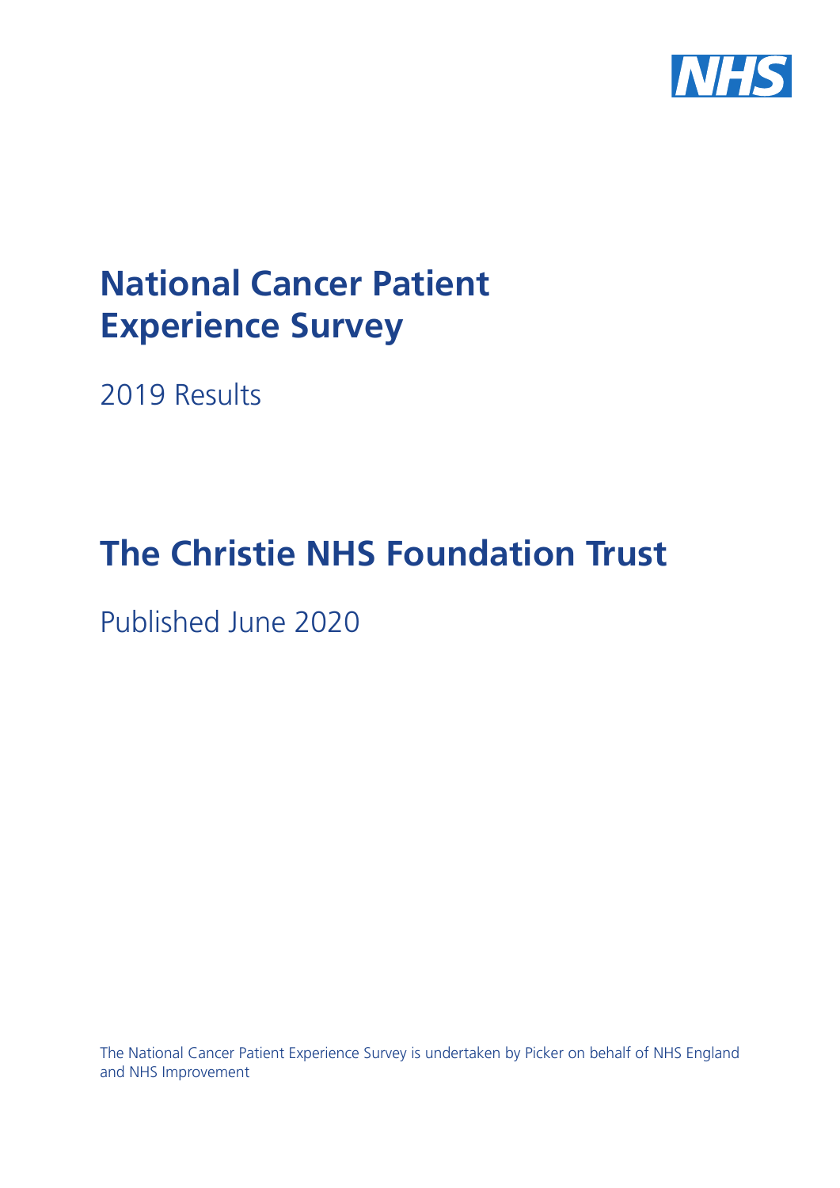NHS

# National Cancer Patient Experience Survey

2019 Results

# The Christie NHS Foundation Trust

Published June 2020

The National Cancer Patient Experience Survey is undertaken by Picker on behalf of NHS England and NHS Improvement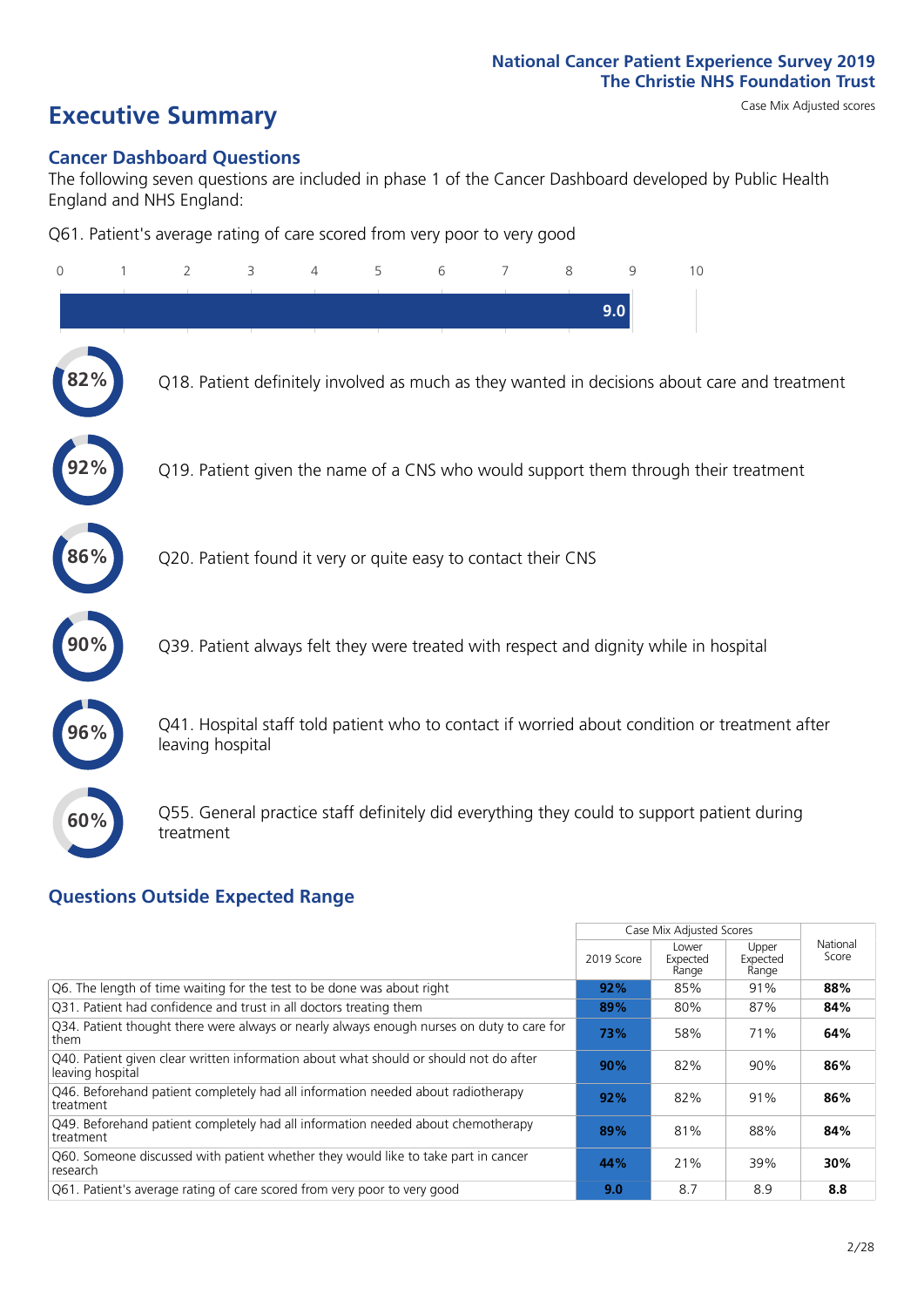National Cancer Patient Experience Survey 2019
The Christie NHS Foundation Trust

Case Mix Adjusted scores

# Executive Summary

## Cancer Dashboard Questions

The following seven questions are included in phase 1 of the Cancer Dashboard developed by Public Health England and NHS England:

Q61. Patient's average rating of care scored from very poor to very good

9.0

82% Q18. Patient definitely involved as much as they wanted in decisions about care and treatment

92% Q19. Patient given the name of a CNS who would support them through their treatment

86% Q20. Patient found it very or quite easy to contact their CNS

90% Q39. Patient always felt they were treated with respect and dignity while in hospital

96% Q41. Hospital staff told patient who to contact if worried about condition or treatment after leaving hospital

60% Q55. General practice staff definitely did everything they could to support patient during treatment

## Questions Outside Expected Range

| | Case Mix Adjusted Scores | | | National Score |
|---|---|---|---|---|
| | 2019 Score | Lower Expected Range | Upper Expected Range | |
| Q6. The length of time waiting for the test to be done was about right | **92%** | 85% | 91% | **88%** |
| Q31. Patient had confidence and trust in all doctors treating them | **89%** | 80% | 87% | **84%** |
| Q34. Patient thought there were always or nearly always enough nurses on duty to care for them | **73%** | 58% | 71% | **64%** |
| Q40. Patient given clear written information about what should or should not do after leaving hospital | **90%** | 82% | 90% | **86%** |
| Q46. Beforehand patient completely had all information needed about radiotherapy treatment | **92%** | 82% | 91% | **86%** |
| Q49. Beforehand patient completely had all information needed about chemotherapy treatment | **89%** | 81% | 88% | **84%** |
| Q60. Someone discussed with patient whether they would like to take part in cancer research | **44%** | 21% | 39% | **30%** |
| Q61. Patient's average rating of care scored from very poor to very good | **9.0** | 8.7 | 8.9 | **8.8** |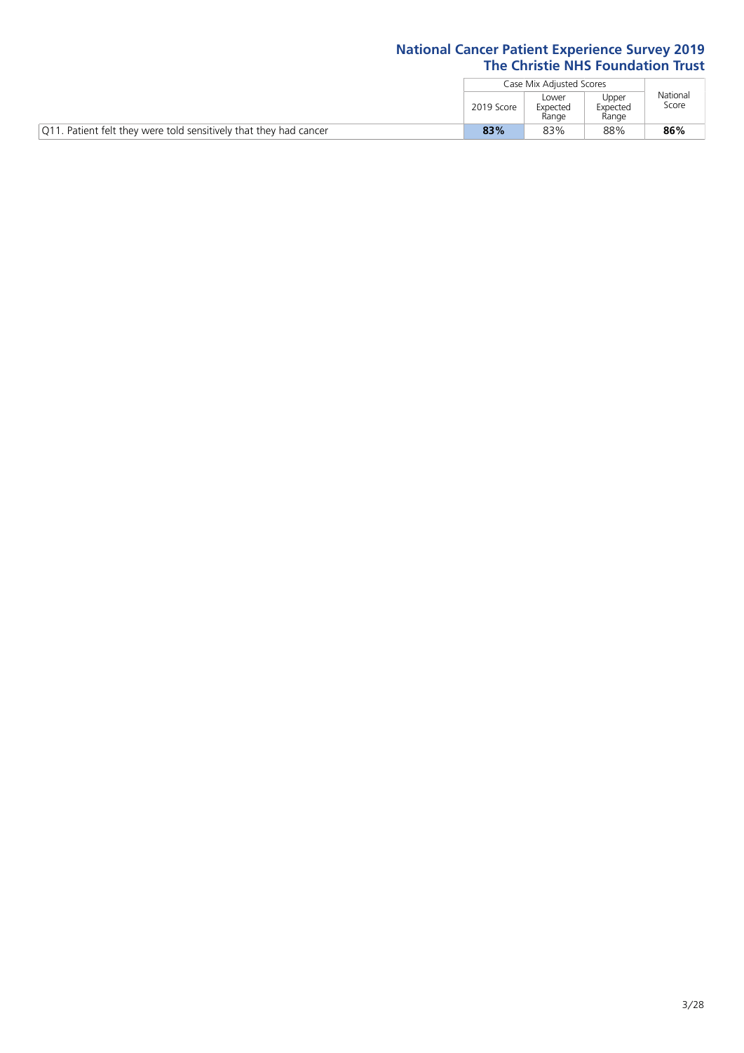| | Case Mix Adjusted Scores | | | National Score |
|---|---|---|---|---|
| | 2019 Score | Lower Expected Range | Upper Expected Range | |
| Q11. Patient felt they were told sensitively that they had cancer | **83%** | 83% | 88% | **86%** |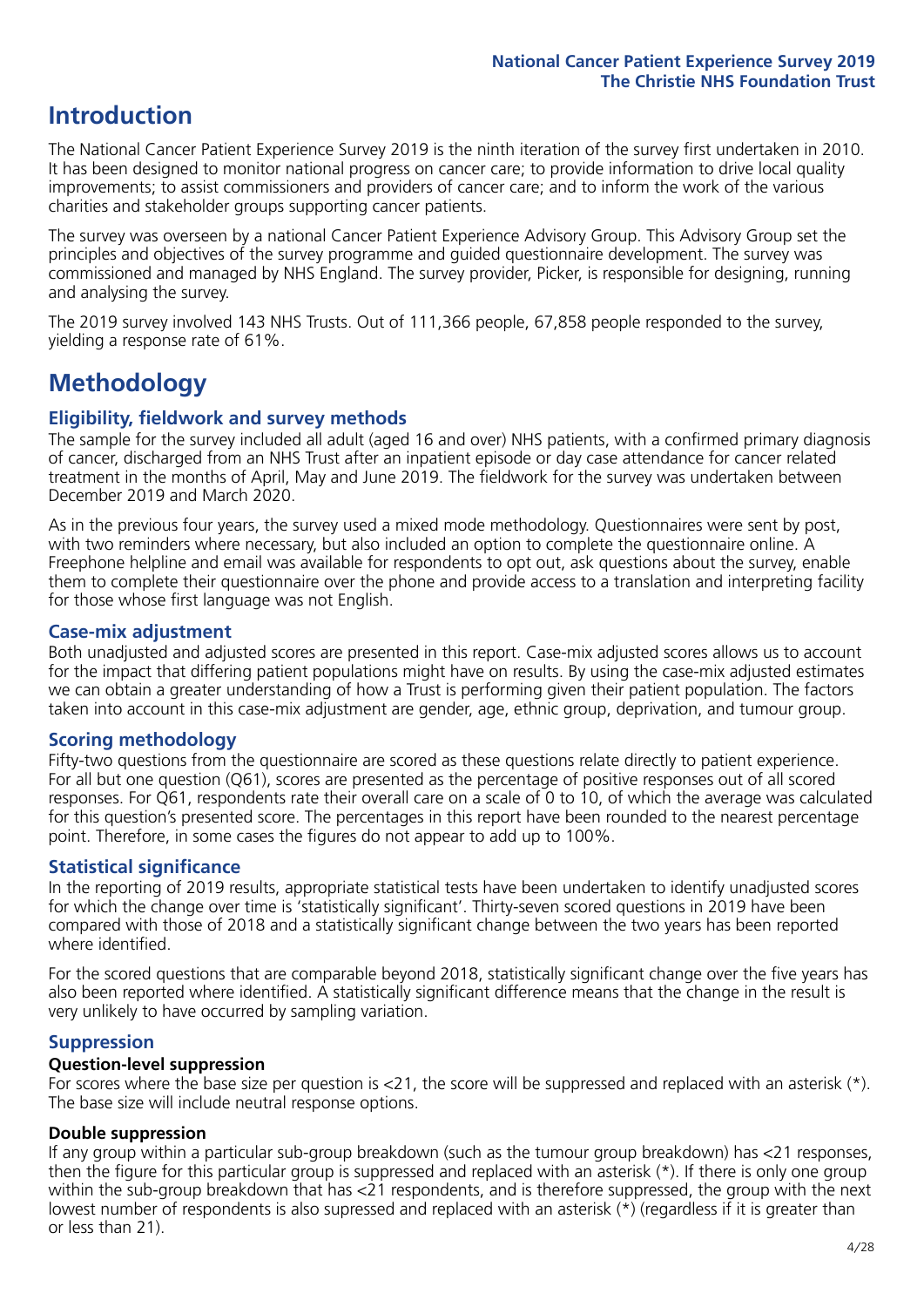# Introduction

The National Cancer Patient Experience Survey 2019 is the ninth iteration of the survey first undertaken in 2010. It has been designed to monitor national progress on cancer care; to provide information to drive local quality improvements; to assist commissioners and providers of cancer care; and to inform the work of the various charities and stakeholder groups supporting cancer patients.

The survey was overseen by a national Cancer Patient Experience Advisory Group. This Advisory Group set the principles and objectives of the survey programme and guided questionnaire development. The survey was commissioned and managed by NHS England. The survey provider, Picker, is responsible for designing, running and analysing the survey.

The 2019 survey involved 143 NHS Trusts. Out of 111,366 people, 67,858 people responded to the survey, yielding a response rate of 61%.

# Methodology

## Eligibility, fieldwork and survey methods

The sample for the survey included all adult (aged 16 and over) NHS patients, with a confirmed primary diagnosis of cancer, discharged from an NHS Trust after an inpatient episode or day case attendance for cancer related treatment in the months of April, May and June 2019. The fieldwork for the survey was undertaken between December 2019 and March 2020.

As in the previous four years, the survey used a mixed mode methodology. Questionnaires were sent by post, with two reminders where necessary, but also included an option to complete the questionnaire online. A Freephone helpline and email was available for respondents to opt out, ask questions about the survey, enable them to complete their questionnaire over the phone and provide access to a translation and interpreting facility for those whose first language was not English.

## Case-mix adjustment

Both unadjusted and adjusted scores are presented in this report. Case-mix adjusted scores allows us to account for the impact that differing patient populations might have on results. By using the case-mix adjusted estimates we can obtain a greater understanding of how a Trust is performing given their patient population. The factors taken into account in this case-mix adjustment are gender, age, ethnic group, deprivation, and tumour group.

## Scoring methodology

Fifty-two questions from the questionnaire are scored as these questions relate directly to patient experience. For all but one question (Q61), scores are presented as the percentage of positive responses out of all scored responses. For Q61, respondents rate their overall care on a scale of 0 to 10, of which the average was calculated for this question's presented score. The percentages in this report have been rounded to the nearest percentage point. Therefore, in some cases the figures do not appear to add up to 100%.

## Statistical significance

In the reporting of 2019 results, appropriate statistical tests have been undertaken to identify unadjusted scores for which the change over time is 'statistically significant'. Thirty-seven scored questions in 2019 have been compared with those of 2018 and a statistically significant change between the two years has been reported where identified.

For the scored questions that are comparable beyond 2018, statistically significant change over the five years has also been reported where identified. A statistically significant difference means that the change in the result is very unlikely to have occurred by sampling variation.

## Suppression

### Question-level suppression

For scores where the base size per question is <21, the score will be suppressed and replaced with an asterisk (*). The base size will include neutral response options.

### Double suppression

If any group within a particular sub-group breakdown (such as the tumour group breakdown) has <21 responses, then the figure for this particular group is suppressed and replaced with an asterisk (*). If there is only one group within the sub-group breakdown that has <21 respondents, and is therefore suppressed, the group with the next lowest number of respondents is also supressed and replaced with an asterisk (*) (regardless if it is greater than or less than 21).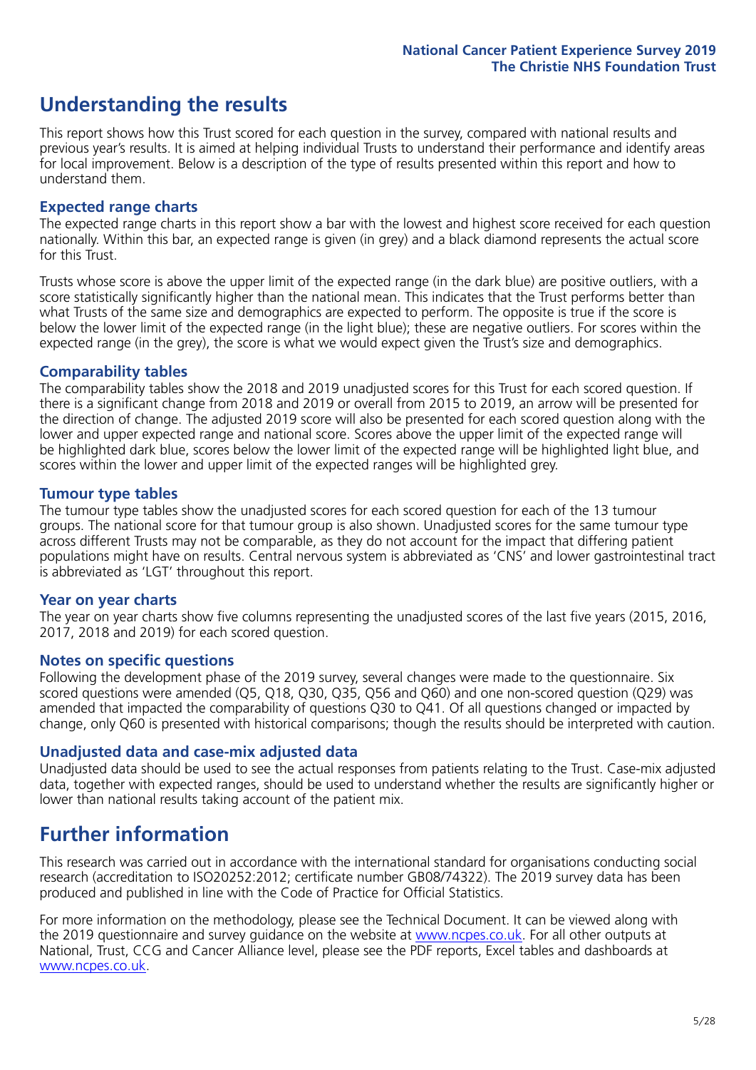# Understanding the results

This report shows how this Trust scored for each question in the survey, compared with national results and previous year's results. It is aimed at helping individual Trusts to understand their performance and identify areas for local improvement. Below is a description of the type of results presented within this report and how to understand them.

## Expected range charts

The expected range charts in this report show a bar with the lowest and highest score received for each question nationally. Within this bar, an expected range is given (in grey) and a black diamond represents the actual score for this Trust.

Trusts whose score is above the upper limit of the expected range (in the dark blue) are positive outliers, with a score statistically significantly higher than the national mean. This indicates that the Trust performs better than what Trusts of the same size and demographics are expected to perform. The opposite is true if the score is below the lower limit of the expected range (in the light blue); these are negative outliers. For scores within the expected range (in the grey), the score is what we would expect given the Trust's size and demographics.

## Comparability tables

The comparability tables show the 2018 and 2019 unadjusted scores for this Trust for each scored question. If there is a significant change from 2018 and 2019 or overall from 2015 to 2019, an arrow will be presented for the direction of change. The adjusted 2019 score will also be presented for each scored question along with the lower and upper expected range and national score. Scores above the upper limit of the expected range will be highlighted dark blue, scores below the lower limit of the expected range will be highlighted light blue, and scores within the lower and upper limit of the expected ranges will be highlighted grey.

## Tumour type tables

The tumour type tables show the unadjusted scores for each scored question for each of the 13 tumour groups. The national score for that tumour group is also shown. Unadjusted scores for the same tumour type across different Trusts may not be comparable, as they do not account for the impact that differing patient populations might have on results. Central nervous system is abbreviated as 'CNS' and lower gastrointestinal tract is abbreviated as 'LGT' throughout this report.

## Year on year charts

The year on year charts show five columns representing the unadjusted scores of the last five years (2015, 2016, 2017, 2018 and 2019) for each scored question.

## Notes on specific questions

Following the development phase of the 2019 survey, several changes were made to the questionnaire. Six scored questions were amended (Q5, Q18, Q30, Q35, Q56 and Q60) and one non-scored question (Q29) was amended that impacted the comparability of questions Q30 to Q41. Of all questions changed or impacted by change, only Q60 is presented with historical comparisons; though the results should be interpreted with caution.

## Unadjusted data and case-mix adjusted data

Unadjusted data should be used to see the actual responses from patients relating to the Trust. Case-mix adjusted data, together with expected ranges, should be used to understand whether the results are significantly higher or lower than national results taking account of the patient mix.

# Further information

This research was carried out in accordance with the international standard for organisations conducting social research (accreditation to ISO20252:2012; certificate number GB08/74322). The 2019 survey data has been produced and published in line with the Code of Practice for Official Statistics.

For more information on the methodology, please see the Technical Document. It can be viewed along with the 2019 questionnaire and survey guidance on the website at www.ncpes.co.uk. For all other outputs at National, Trust, CCG and Cancer Alliance level, please see the PDF reports, Excel tables and dashboards at www.ncpes.co.uk.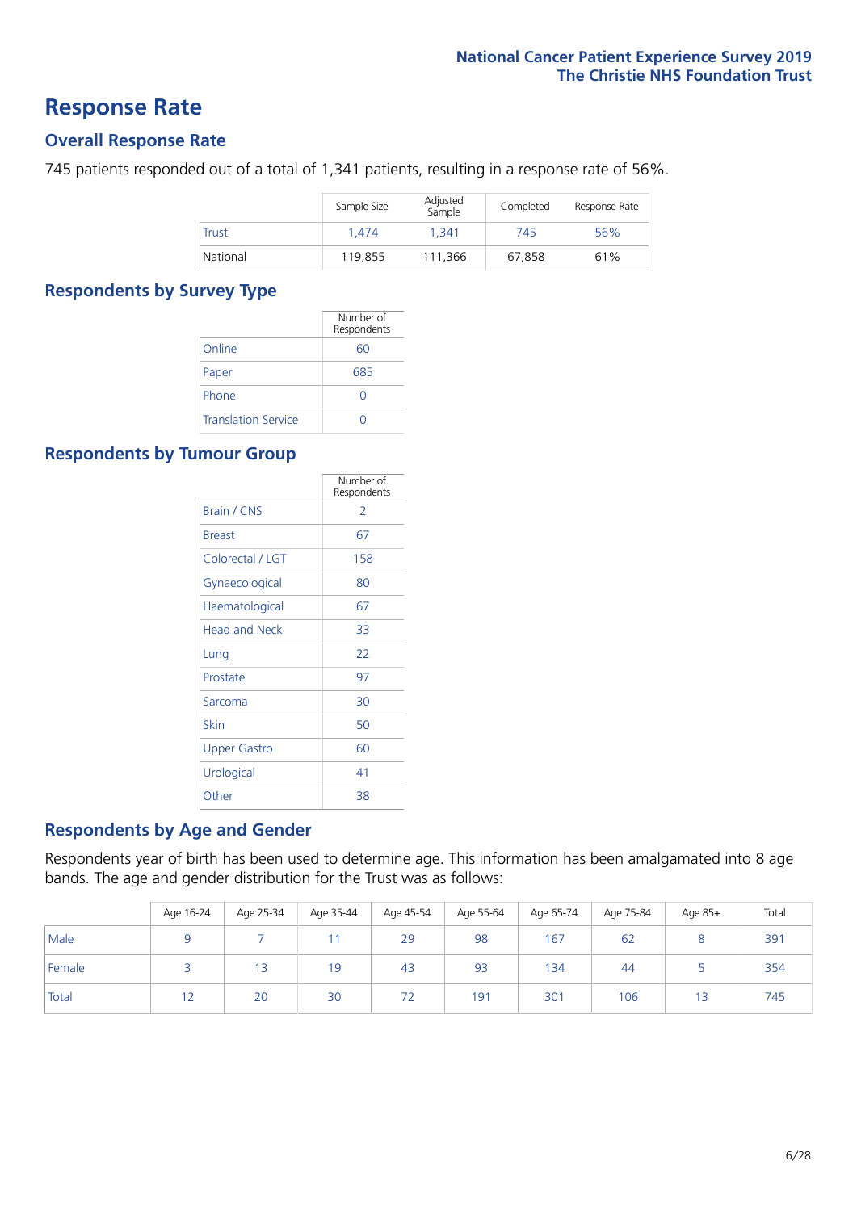# Response Rate

## Overall Response Rate

745 patients responded out of a total of 1,341 patients, resulting in a response rate of 56%.

| | Sample Size | Adjusted Sample | Completed | Response Rate |
|---|---|---|---|---|
| Trust | 1,474 | 1,341 | 745 | 56% |
| National | 119,855 | 111,366 | 67,858 | 61% |

## Respondents by Survey Type

| | Number of Respondents |
|---|---|
| Online | 60 |
| Paper | 685 |
| Phone | 0 |
| Translation Service | 0 |

## Respondents by Tumour Group

| | Number of Respondents |
|---|---|
| Brain / CNS | 2 |
| Breast | 67 |
| Colorectal / LGT | 158 |
| Gynaecological | 80 |
| Haematological | 67 |
| Head and Neck | 33 |
| Lung | 22 |
| Prostate | 97 |
| Sarcoma | 30 |
| Skin | 50 |
| Upper Gastro | 60 |
| Urological | 41 |
| Other | 38 |

## Respondents by Age and Gender

Respondents year of birth has been used to determine age. This information has been amalgamated into 8 age bands. The age and gender distribution for the Trust was as follows:

| | Age 16-24 | Age 25-34 | Age 35-44 | Age 45-54 | Age 55-64 | Age 65-74 | Age 75-84 | Age 85+ | Total |
|---|---|---|---|---|---|---|---|---|---|
| Male | 9 | 7 | 11 | 29 | 98 | 167 | 62 | 8 | 391 |
| Female | 3 | 13 | 19 | 43 | 93 | 134 | 44 | 5 | 354 |
| Total | 12 | 20 | 30 | 72 | 191 | 301 | 106 | 13 | 745 |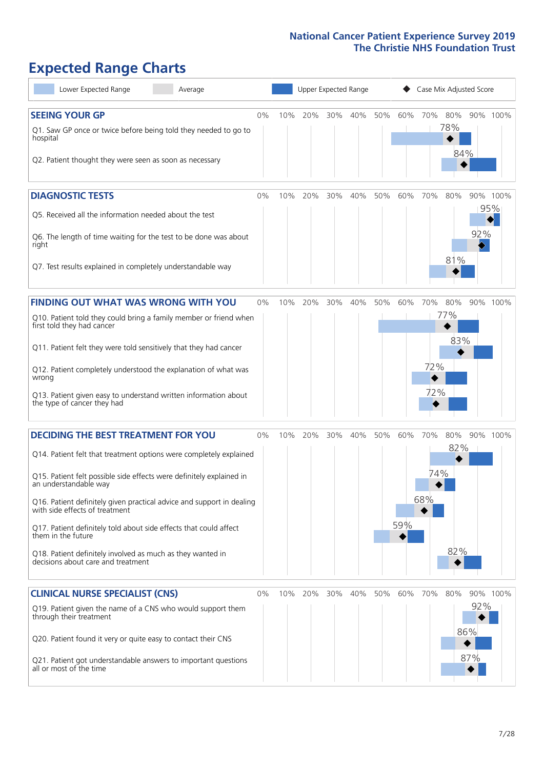# Expected Range Charts

Lower Expected Range | Average | Upper Expected Range | Case Mix Adjusted Score

## SEEING YOUR GP

| Question | Case Mix Adjusted Score |
|---|---|
| Q1. Saw GP once or twice before being told they needed to go to hospital | 78% |
| Q2. Patient thought they were seen as soon as necessary | 84% |

## DIAGNOSTIC TESTS

| Question | Case Mix Adjusted Score |
|---|---|
| Q5. Received all the information needed about the test | 95% |
| Q6. The length of time waiting for the test to be done was about right | 92% |
| Q7. Test results explained in completely understandable way | 81% |

## FINDING OUT WHAT WAS WRONG WITH YOU

| Question | Case Mix Adjusted Score |
|---|---|
| Q10. Patient told they could bring a family member or friend when first told they had cancer | 77% |
| Q11. Patient felt they were told sensitively that they had cancer | 83% |
| Q12. Patient completely understood the explanation of what was wrong | 72% |
| Q13. Patient given easy to understand written information about the type of cancer they had | 72% |

## DECIDING THE BEST TREATMENT FOR YOU

| Question | Case Mix Adjusted Score |
|---|---|
| Q14. Patient felt that treatment options were completely explained | 82% |
| Q15. Patient felt possible side effects were definitely explained in an understandable way | 74% |
| Q16. Patient definitely given practical advice and support in dealing with side effects of treatment | 68% |
| Q17. Patient definitely told about side effects that could affect them in the future | 59% |
| Q18. Patient definitely involved as much as they wanted in decisions about care and treatment | 82% |

## CLINICAL NURSE SPECIALIST (CNS)

| Question | Case Mix Adjusted Score |
|---|---|
| Q19. Patient given the name of a CNS who would support them through their treatment | 92% |
| Q20. Patient found it very or quite easy to contact their CNS | 86% |
| Q21. Patient got understandable answers to important questions all or most of the time | 87% |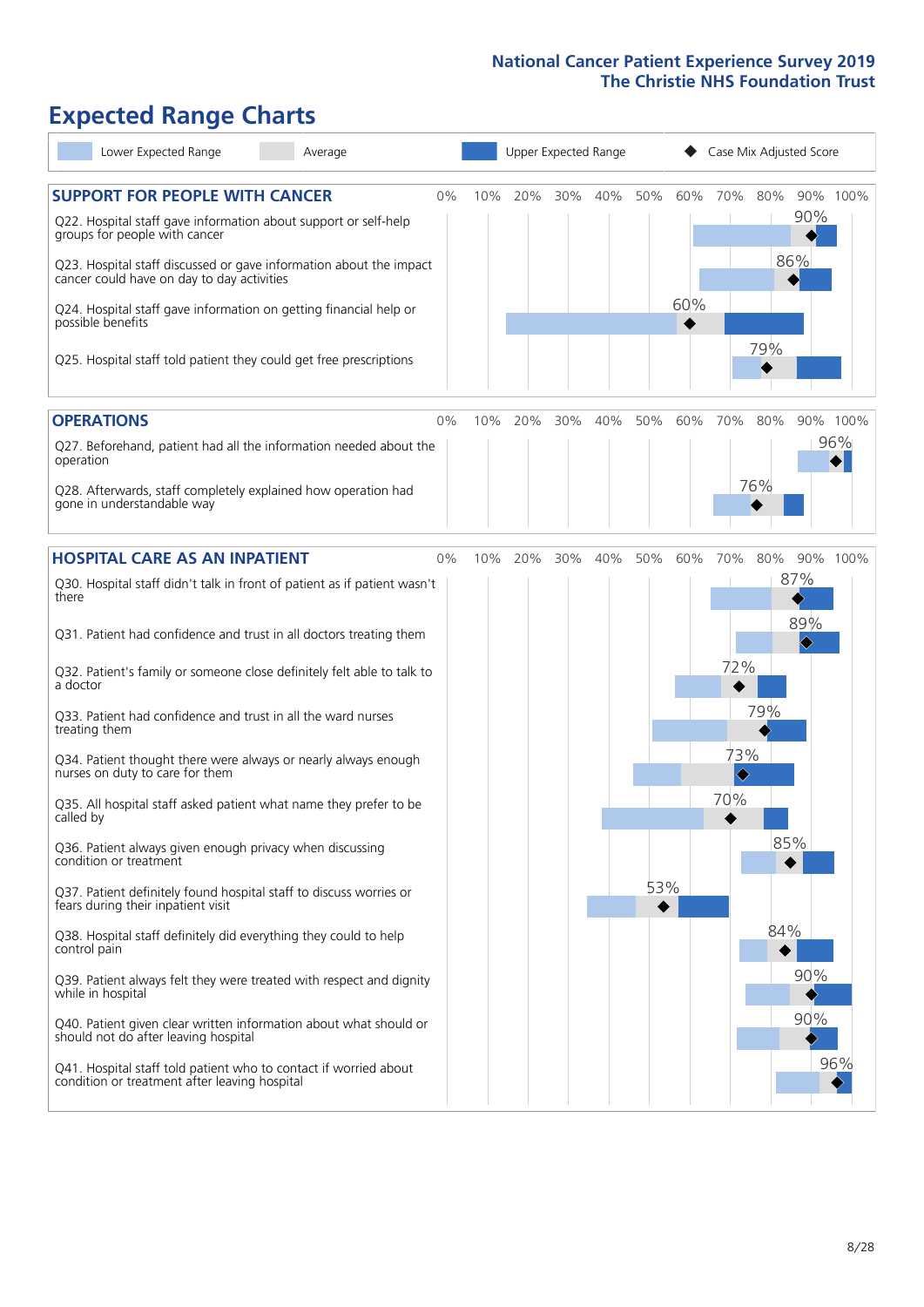# Expected Range Charts

Lower Expected Range | Average | Upper Expected Range | Case Mix Adjusted Score

## SUPPORT FOR PEOPLE WITH CANCER

| Question | Case Mix Adjusted Score |
|---|---|
| Q22. Hospital staff gave information about support or self-help groups for people with cancer | 90% |
| Q23. Hospital staff discussed or gave information about the impact cancer could have on day to day activities | 86% |
| Q24. Hospital staff gave information on getting financial help or possible benefits | 60% |
| Q25. Hospital staff told patient they could get free prescriptions | 79% |

## OPERATIONS

| Question | Case Mix Adjusted Score |
|---|---|
| Q27. Beforehand, patient had all the information needed about the operation | 96% |
| Q28. Afterwards, staff completely explained how operation had gone in understandable way | 76% |

## HOSPITAL CARE AS AN INPATIENT

| Question | Case Mix Adjusted Score |
|---|---|
| Q30. Hospital staff didn't talk in front of patient as if patient wasn't there | 87% |
| Q31. Patient had confidence and trust in all doctors treating them | 89% |
| Q32. Patient's family or someone close definitely felt able to talk to a doctor | 72% |
| Q33. Patient had confidence and trust in all the ward nurses treating them | 79% |
| Q34. Patient thought there were always or nearly always enough nurses on duty to care for them | 73% |
| Q35. All hospital staff asked patient what name they prefer to be called by | 70% |
| Q36. Patient always given enough privacy when discussing condition or treatment | 85% |
| Q37. Patient definitely found hospital staff to discuss worries or fears during their inpatient visit | 53% |
| Q38. Hospital staff definitely did everything they could to help control pain | 84% |
| Q39. Patient always felt they were treated with respect and dignity while in hospital | 90% |
| Q40. Patient given clear written information about what should or should not do after leaving hospital | 90% |
| Q41. Hospital staff told patient who to contact if worried about condition or treatment after leaving hospital | 96% |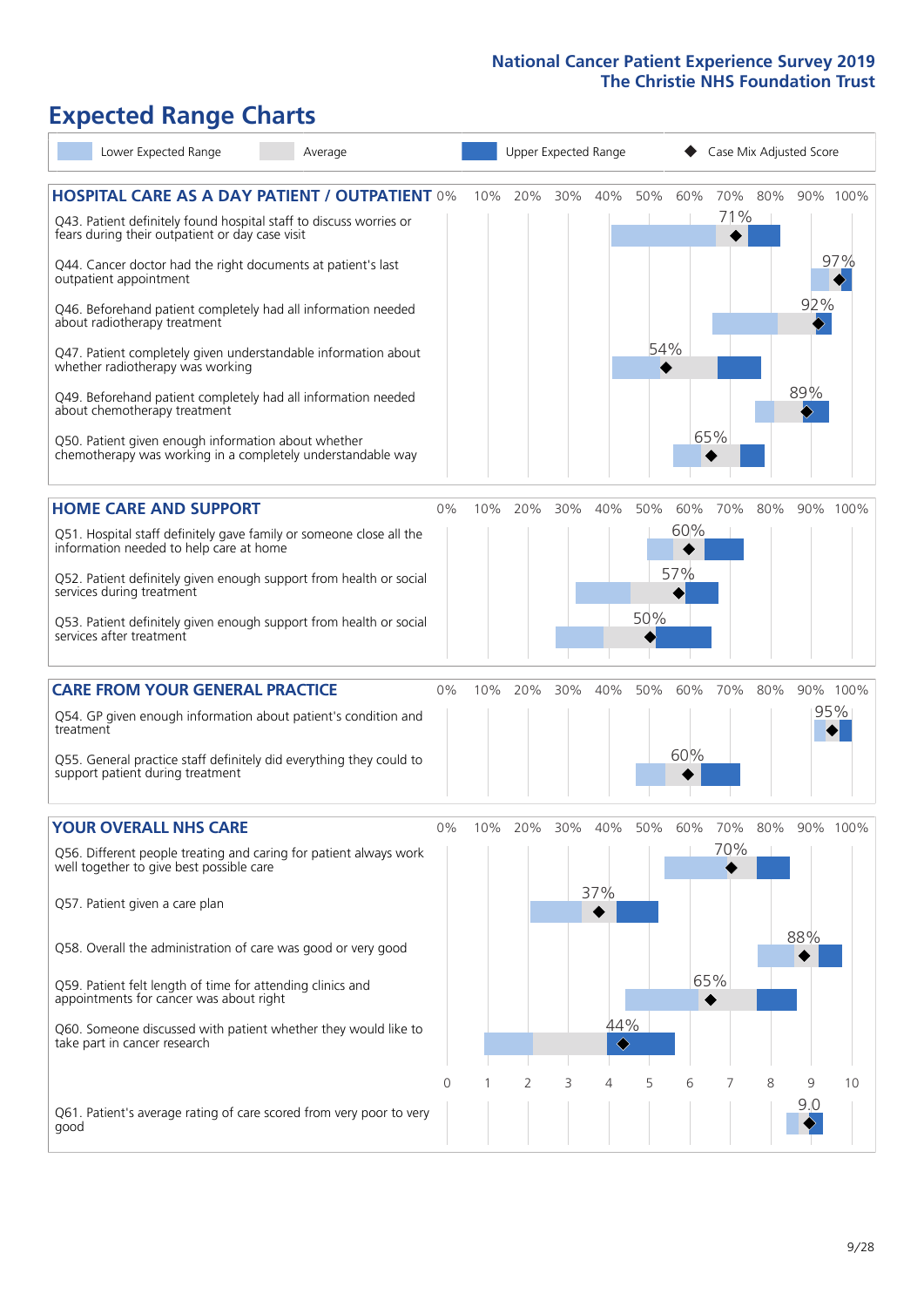## Expected Range Charts

Legend: Lower Expected Range | Average | Upper Expected Range | Case Mix Adjusted Score

### HOSPITAL CARE AS A DAY PATIENT / OUTPATIENT

| Question | Case Mix Adjusted Score |
|---|---|
| Q43. Patient definitely found hospital staff to discuss worries or fears during their outpatient or day case visit | 71% |
| Q44. Cancer doctor had the right documents at patient's last outpatient appointment | 97% |
| Q46. Beforehand patient completely had all information needed about radiotherapy treatment | 92% |
| Q47. Patient completely given understandable information about whether radiotherapy treatment was working | 54% |
| Q49. Beforehand patient completely had all information needed about chemotherapy treatment | 89% |
| Q50. Patient given enough information about whether chemotherapy treatment was working in a completely understandable way | 65% |

### HOME CARE AND SUPPORT

| Question | Case Mix Adjusted Score |
|---|---|
| Q51. Hospital staff definitely gave family or someone close all the information needed to help care at home | 60% |
| Q52. Patient definitely given enough support from health or social services during treatment | 57% |
| Q53. Patient definitely given enough support from health or social services after treatment | 50% |

### CARE FROM YOUR GENERAL PRACTICE

| Question | Case Mix Adjusted Score |
|---|---|
| Q54. GP given enough information about patient's condition and treatment | 95% |
| Q55. General practice staff definitely did everything they could to support patient during treatment | 60% |

### YOUR OVERALL NHS CARE

| Question | Case Mix Adjusted Score |
|---|---|
| Q56. Different people treating and caring for patient always work well together to give best possible care | 70% |
| Q57. Patient given a care plan | 37% |
| Q58. Overall the administration of care was good or very good | 88% |
| Q59. Patient felt length of time for attending clinics and appointments for cancer was about right | 65% |
| Q60. Someone discussed with patient whether they would like to take part in cancer research | 44% |
| Q61. Patient's average rating of care scored from very poor to very good | 9.0 |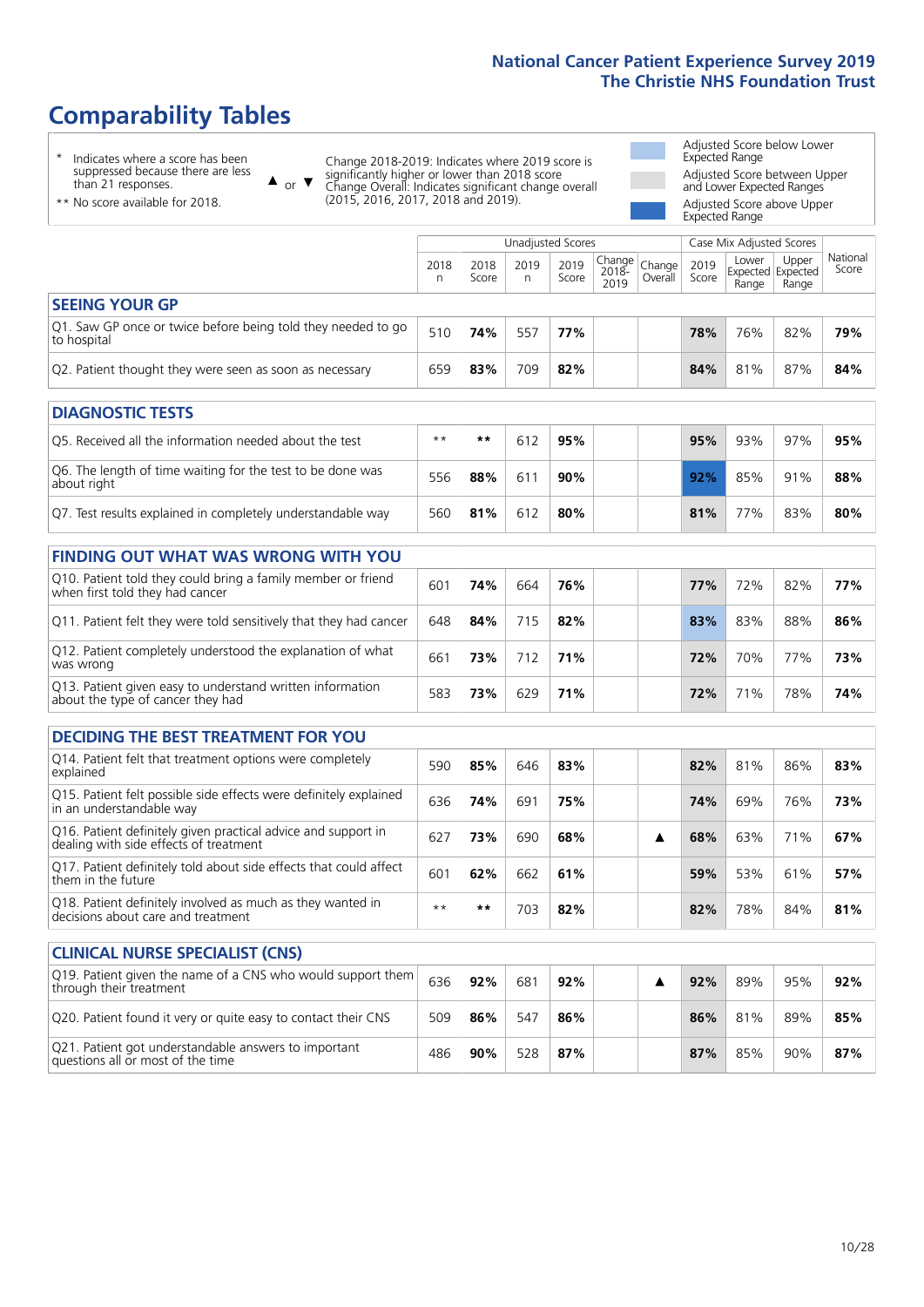# National Cancer Patient Experience Survey 2019
## The Christie NHS Foundation Trust

# Comparability Tables

- \* Indicates where a score has been suppressed because there are less than 21 responses.
- \*\* No score available for 2018.

▲ or ▼ Change 2018-2019: Indicates where 2019 score is significantly higher or lower than 2018 score. Change Overall: Indicates significant change overall (2015, 2016, 2017, 2018 and 2019).

- Adjusted Score below Lower Expected Range
- Adjusted Score between Upper and Lower Expected Ranges
- Adjusted Score above Upper Expected Range

| | Unadjusted Scores | | | | | | Case Mix Adjusted Scores | | | |
|---|---|---|---|---|---|---|---|---|---|---|
| | 2018 n | 2018 Score | 2019 n | 2019 Score | Change 2018-2019 | Change Overall | 2019 Score | Lower Expected Range | Upper Expected Range | National Score |
| **SEEING YOUR GP** | | | | | | | | | | |
| Q1. Saw GP once or twice before being told they needed to go to hospital | 510 | **74%** | 557 | **77%** | | | **78%** | 76% | 82% | **79%** |
| Q2. Patient thought they were seen as soon as necessary | 659 | **83%** | 709 | **82%** | | | **84%** | 81% | 87% | **84%** |
| **DIAGNOSTIC TESTS** | | | | | | | | | | |
| Q5. Received all the information needed about the test | ** | ** | 612 | **95%** | | | **95%** | 93% | 97% | **95%** |
| Q6. The length of time waiting for the test to be done was about right | 556 | **88%** | 611 | **90%** | | | **92%** | 85% | 91% | **88%** |
| Q7. Test results explained in completely understandable way | 560 | **81%** | 612 | **80%** | | | **81%** | 77% | 83% | **80%** |
| **FINDING OUT WHAT WAS WRONG WITH YOU** | | | | | | | | | | |
| Q10. Patient told they could bring a family member or friend when first told they had cancer | 601 | **74%** | 664 | **76%** | | | **77%** | 72% | 82% | **77%** |
| Q11. Patient felt they were told sensitively that they had cancer | 648 | **84%** | 715 | **82%** | | | **83%** | 83% | 88% | **86%** |
| Q12. Patient completely understood the explanation of what was wrong | 661 | **73%** | 712 | **71%** | | | **72%** | 70% | 77% | **73%** |
| Q13. Patient given easy to understand written information about the type of cancer they had | 583 | **73%** | 629 | **71%** | | | **72%** | 71% | 78% | **74%** |
| **DECIDING THE BEST TREATMENT FOR YOU** | | | | | | | | | | |
| Q14. Patient felt that treatment options were completely explained | 590 | **85%** | 646 | **83%** | | | **82%** | 81% | 86% | **83%** |
| Q15. Patient felt possible side effects were definitely explained in an understandable way | 636 | **74%** | 691 | **75%** | | | **74%** | 69% | 76% | **73%** |
| Q16. Patient definitely given practical advice and support in dealing with side effects of treatment | 627 | **73%** | 690 | **68%** | | ▲ | **68%** | 63% | 71% | **67%** |
| Q17. Patient definitely told about side effects that could affect them in the future | 601 | **62%** | 662 | **61%** | | | **59%** | 53% | 61% | **57%** |
| Q18. Patient definitely involved as much as they wanted in decisions about care and treatment | ** | ** | 703 | **82%** | | | **82%** | 78% | 84% | **81%** |
| **CLINICAL NURSE SPECIALIST (CNS)** | | | | | | | | | | |
| Q19. Patient given the name of a CNS who would support them through their treatment | 636 | **92%** | 681 | **92%** | | ▲ | **92%** | 89% | 95% | **92%** |
| Q20. Patient found it very or quite easy to contact their CNS | 509 | **86%** | 547 | **86%** | | | **86%** | 81% | 89% | **85%** |
| Q21. Patient got understandable answers to important questions all or most of the time | 486 | **90%** | 528 | **87%** | | | **87%** | 85% | 90% | **87%** |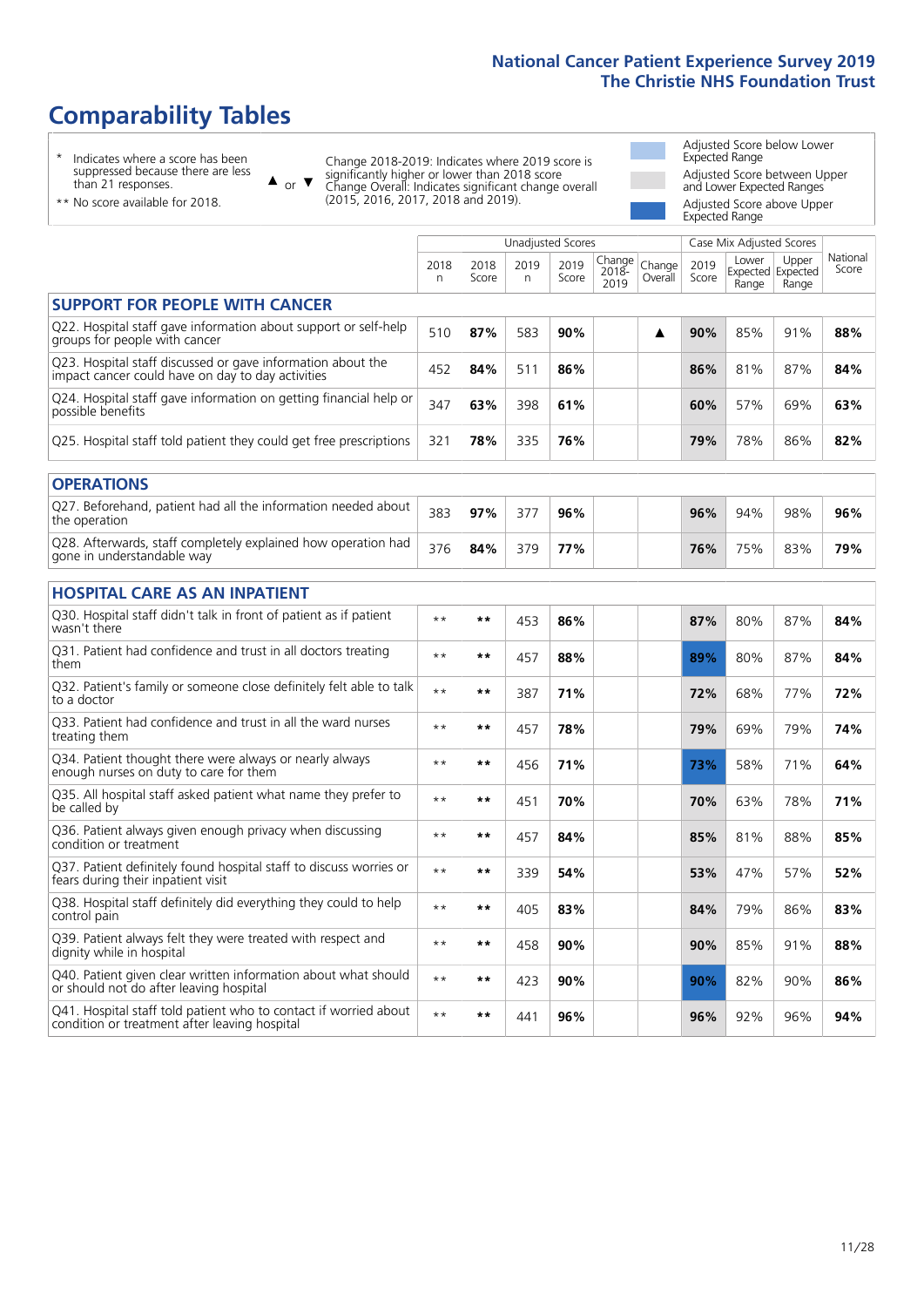# Comparability Tables

\* Indicates where a score has been suppressed because there are less than 21 responses.

\*\* No score available for 2018.

▲ or ▼ Change 2018-2019: Indicates where 2019 score is significantly higher or lower than 2018 score. Change Overall: Indicates significant change overall (2015, 2016, 2017, 2018 and 2019).

Adjusted Score below Lower Expected Range

Adjusted Score between Upper and Lower Expected Ranges

Adjusted Score above Upper Expected Range

| | Unadjusted Scores | | | | | | Case Mix Adjusted Scores | | | |
|---|---|---|---|---|---|---|---|---|---|---|
| | 2018 n | 2018 Score | 2019 n | 2019 Score | Change 2018-2019 | Change Overall | 2019 Score | Lower Expected Range | Upper Expected Range | National Score |
| **SUPPORT FOR PEOPLE WITH CANCER** | | | | | | | | | | |
| Q22. Hospital staff gave information about support or self-help groups for people with cancer | 510 | **87%** | 583 | **90%** | | ▲ | **90%** | 85% | 91% | **88%** |
| Q23. Hospital staff discussed or gave information about the impact cancer could have on day to day activities | 452 | **84%** | 511 | **86%** | | | **86%** | 81% | 87% | **84%** |
| Q24. Hospital staff gave information on getting financial help or possible benefits | 347 | **63%** | 398 | **61%** | | | **60%** | 57% | 69% | **63%** |
| Q25. Hospital staff told patient they could get free prescriptions | 321 | **78%** | 335 | **76%** | | | **79%** | 78% | 86% | **82%** |
| **OPERATIONS** | | | | | | | | | | |
| Q27. Beforehand, patient had all the information needed about the operation | 383 | **97%** | 377 | **96%** | | | **96%** | 94% | 98% | **96%** |
| Q28. Afterwards, staff completely explained how operation had gone in understandable way | 376 | **84%** | 379 | **77%** | | | **76%** | 75% | 83% | **79%** |
| **HOSPITAL CARE AS AN INPATIENT** | | | | | | | | | | |
| Q30. Hospital staff didn't talk in front of patient as if patient wasn't there | ** | ** | 453 | **86%** | | | **87%** | 80% | 87% | **84%** |
| Q31. Patient had confidence and trust in all doctors treating them | ** | ** | 457 | **88%** | | | **89%** | 80% | 87% | **84%** |
| Q32. Patient's family or someone close definitely felt able to talk to a doctor | ** | ** | 387 | **71%** | | | **72%** | 68% | 77% | **72%** |
| Q33. Patient had confidence and trust in all the ward nurses treating them | ** | ** | 457 | **78%** | | | **79%** | 69% | 79% | **74%** |
| Q34. Patient thought there were always or nearly always enough nurses on duty to care for them | ** | ** | 456 | **71%** | | | **73%** | 58% | 71% | **64%** |
| Q35. All hospital staff asked patient what name they prefer to be called by | ** | ** | 451 | **70%** | | | **70%** | 63% | 78% | **71%** |
| Q36. Patient always given enough privacy when discussing condition or treatment | ** | ** | 457 | **84%** | | | **85%** | 81% | 88% | **85%** |
| Q37. Patient definitely found hospital staff to discuss worries or fears during their inpatient visit | ** | ** | 339 | **54%** | | | **53%** | 47% | 57% | **52%** |
| Q38. Hospital staff definitely did everything they could to help control pain | ** | ** | 405 | **83%** | | | **84%** | 79% | 86% | **83%** |
| Q39. Patient always felt they were treated with respect and dignity while in hospital | ** | ** | 458 | **90%** | | | **90%** | 85% | 91% | **88%** |
| Q40. Patient given clear written information about what should or should not do after leaving hospital | ** | ** | 423 | **90%** | | | **90%** | 82% | 90% | **86%** |
| Q41. Hospital staff told patient who to contact if worried about condition or treatment after leaving hospital | ** | ** | 441 | **96%** | | | **96%** | 92% | 96% | **94%** |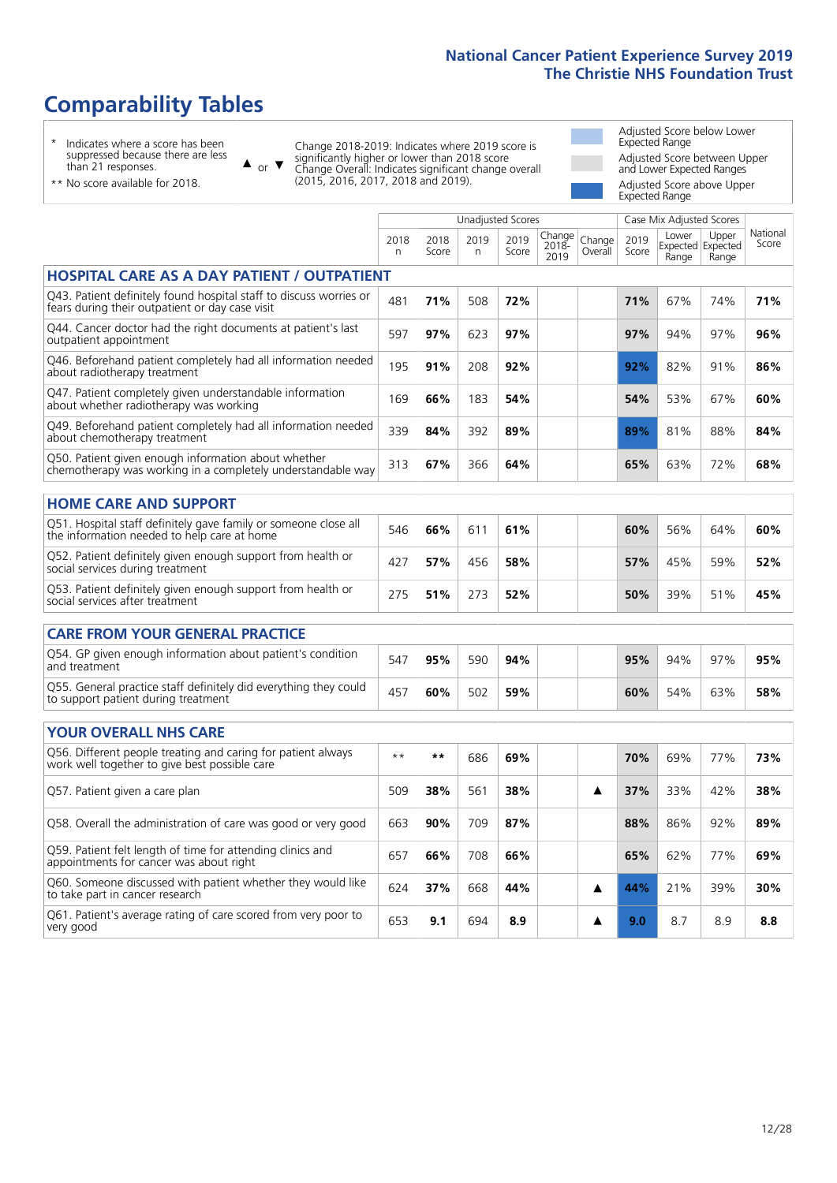# Comparability Tables

\* Indicates where a score has been suppressed because there are less than 21 responses.

\*\* No score available for 2018.

▲ or ▼ Change 2018-2019: Indicates where 2019 score is significantly higher or lower than 2018 score. Change Overall: Indicates significant change overall (2015, 2016, 2017, 2018 and 2019).

Adjusted Score below Lower Expected Range

Adjusted Score between Upper and Lower Expected Ranges

Adjusted Score above Upper Expected Range

| | Unadjusted Scores | | | | | | Case Mix Adjusted Scores | | | |
|---|---|---|---|---|---|---|---|---|---|---|
| | 2018 n | 2018 Score | 2019 n | 2019 Score | Change 2018-2019 | Change Overall | 2019 Score | Lower Expected Range | Upper Expected Range | National Score |
| **HOSPITAL CARE AS A DAY PATIENT / OUTPATIENT** | | | | | | | | | | |
| Q43. Patient definitely found hospital staff to discuss worries or fears during their outpatient or day case visit | 481 | **71%** | 508 | **72%** | | | **71%** | 67% | 74% | **71%** |
| Q44. Cancer doctor had the right documents at patient's last outpatient appointment | 597 | **97%** | 623 | **97%** | | | **97%** | 94% | 97% | **96%** |
| Q46. Beforehand patient completely had all information needed about radiotherapy treatment | 195 | **91%** | 208 | **92%** | | | **92%** | 82% | 91% | **86%** |
| Q47. Patient completely given understandable information about whether radiotherapy was working | 169 | **66%** | 183 | **54%** | | | **54%** | 53% | 67% | **60%** |
| Q49. Beforehand patient completely had all information needed about chemotherapy treatment | 339 | **84%** | 392 | **89%** | | | **89%** | 81% | 88% | **84%** |
| Q50. Patient given enough information about whether chemotherapy was working in a completely understandable way | 313 | **67%** | 366 | **64%** | | | **65%** | 63% | 72% | **68%** |
| **HOME CARE AND SUPPORT** | | | | | | | | | | |
| Q51. Hospital staff definitely gave family or someone close all the information needed to help care at home | 546 | **66%** | 611 | **61%** | | | **60%** | 56% | 64% | **60%** |
| Q52. Patient definitely given enough support from health or social services during treatment | 427 | **57%** | 456 | **58%** | | | **57%** | 45% | 59% | **52%** |
| Q53. Patient definitely given enough support from health or social services after treatment | 275 | **51%** | 273 | **52%** | | | **50%** | 39% | 51% | **45%** |
| **CARE FROM YOUR GENERAL PRACTICE** | | | | | | | | | | |
| Q54. GP given enough information about patient's condition and treatment | 547 | **95%** | 590 | **94%** | | | **95%** | 94% | 97% | **95%** |
| Q55. General practice staff definitely did everything they could to support patient during treatment | 457 | **60%** | 502 | **59%** | | | **60%** | 54% | 63% | **58%** |
| **YOUR OVERALL NHS CARE** | | | | | | | | | | |
| Q56. Different people treating and caring for patient always work well together to give best possible care | \*\* | **\*\*** | 686 | **69%** | | | **70%** | 69% | 77% | **73%** |
| Q57. Patient given a care plan | 509 | **38%** | 561 | **38%** | | ▲ | **37%** | 33% | 42% | **38%** |
| Q58. Overall the administration of care was good or very good | 663 | **90%** | 709 | **87%** | | | **88%** | 86% | 92% | **89%** |
| Q59. Patient felt length of time for attending clinics and appointments for cancer was about right | 657 | **66%** | 708 | **66%** | | | **65%** | 62% | 77% | **69%** |
| Q60. Someone discussed with patient whether they would like to take part in cancer research | 624 | **37%** | 668 | **44%** | | ▲ | **44%** | 21% | 39% | **30%** |
| Q61. Patient's average rating of care scored from very poor to very good | 653 | **9.1** | 694 | **8.9** | | ▲ | **9.0** | 8.7 | 8.9 | **8.8** |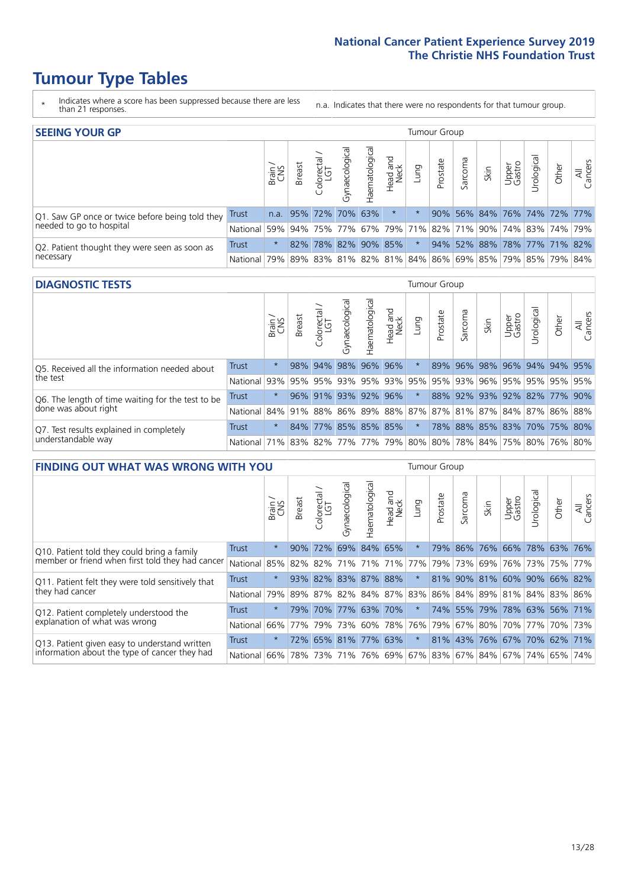# Tumour Type Tables

\* Indicates where a score has been suppressed because there are less than 21 responses.

n.a. Indicates that there were no respondents for that tumour group.

## SEEING YOUR GP

| | | Brain / CNS | Breast | Colorectal / LGT | Gynaecological | Haematological | Head and Neck | Lung | Prostate | Sarcoma | Skin | Upper Gastro | Urological | Other | All Cancers |
|---|---|---|---|---|---|---|---|---|---|---|---|---|---|---|---|
| Q1. Saw GP once or twice before being told they needed to go to hospital | Trust | n.a. | 95% | 72% | 70% | 63% | * | * | 90% | 56% | 84% | 76% | 74% | 72% | 77% |
| | National | 59% | 94% | 75% | 77% | 67% | 79% | 71% | 82% | 71% | 90% | 74% | 83% | 74% | 79% |
| Q2. Patient thought they were seen as soon as necessary | Trust | * | 82% | 78% | 82% | 90% | 85% | * | 94% | 52% | 88% | 78% | 77% | 71% | 82% |
| | National | 79% | 89% | 83% | 81% | 82% | 81% | 84% | 86% | 69% | 85% | 79% | 85% | 79% | 84% |

## DIAGNOSTIC TESTS

| | | Brain / CNS | Breast | Colorectal / LGT | Gynaecological | Haematological | Head and Neck | Lung | Prostate | Sarcoma | Skin | Upper Gastro | Urological | Other | All Cancers |
|---|---|---|---|---|---|---|---|---|---|---|---|---|---|---|---|
| Q5. Received all the information needed about the test | Trust | * | 98% | 94% | 98% | 96% | 96% | * | 89% | 96% | 98% | 96% | 94% | 94% | 95% |
| | National | 93% | 95% | 95% | 93% | 95% | 93% | 95% | 95% | 93% | 96% | 95% | 95% | 95% | 95% |
| Q6. The length of time waiting for the test to be done was about right | Trust | * | 96% | 91% | 93% | 92% | 96% | * | 88% | 92% | 93% | 92% | 82% | 77% | 90% |
| | National | 84% | 91% | 88% | 86% | 89% | 88% | 87% | 87% | 81% | 87% | 84% | 87% | 86% | 88% |
| Q7. Test results explained in completely understandable way | Trust | * | 84% | 77% | 85% | 85% | 85% | * | 78% | 88% | 85% | 83% | 70% | 75% | 80% |
| | National | 71% | 83% | 82% | 77% | 77% | 79% | 80% | 80% | 78% | 84% | 75% | 80% | 76% | 80% |

## FINDING OUT WHAT WAS WRONG WITH YOU

| | | Brain / CNS | Breast | Colorectal / LGT | Gynaecological | Haematological | Head and Neck | Lung | Prostate | Sarcoma | Skin | Upper Gastro | Urological | Other | All Cancers |
|---|---|---|---|---|---|---|---|---|---|---|---|---|---|---|---|
| Q10. Patient told they could bring a family member or friend when first told they had cancer | Trust | * | 90% | 72% | 69% | 84% | 65% | * | 79% | 86% | 76% | 66% | 78% | 63% | 76% |
| | National | 85% | 82% | 82% | 71% | 71% | 71% | 77% | 79% | 73% | 69% | 76% | 73% | 75% | 77% |
| Q11. Patient felt they were told sensitively that they had cancer | Trust | * | 93% | 82% | 83% | 87% | 88% | * | 81% | 90% | 81% | 60% | 90% | 66% | 82% |
| | National | 79% | 89% | 87% | 82% | 84% | 87% | 83% | 86% | 84% | 89% | 81% | 84% | 83% | 86% |
| Q12. Patient completely understood the explanation of what was wrong | Trust | * | 79% | 70% | 77% | 63% | 70% | * | 74% | 55% | 79% | 78% | 63% | 56% | 71% |
| | National | 66% | 77% | 79% | 73% | 60% | 78% | 76% | 79% | 67% | 80% | 70% | 77% | 70% | 73% |
| Q13. Patient given easy to understand written information about the type of cancer they had | Trust | * | 72% | 65% | 81% | 77% | 63% | * | 81% | 43% | 76% | 67% | 70% | 62% | 71% |
| | National | 66% | 78% | 73% | 71% | 76% | 69% | 67% | 83% | 67% | 84% | 67% | 74% | 65% | 74% |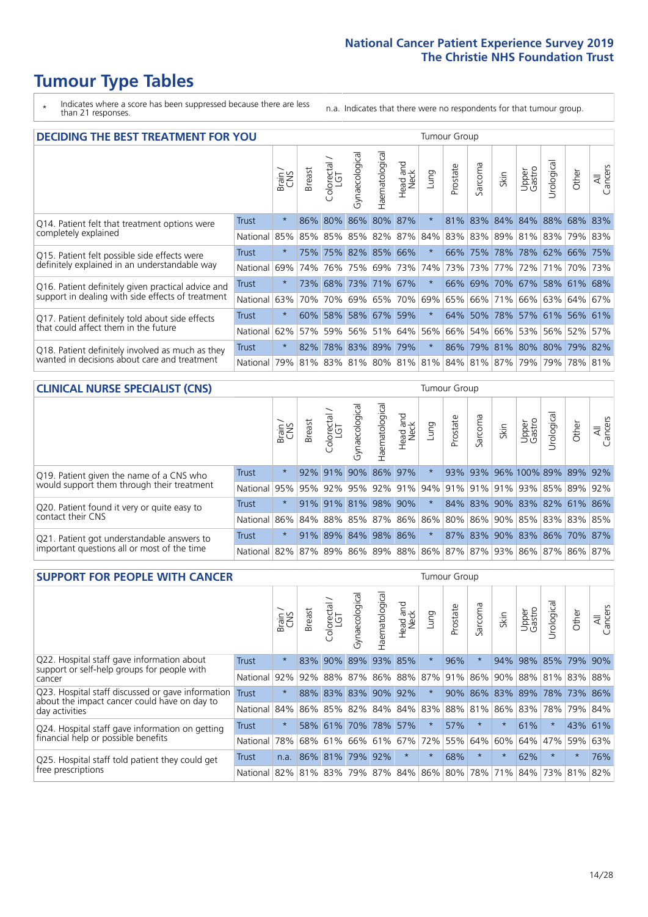# Tumour Type Tables

\* Indicates where a score has been suppressed because there are less than 21 responses.

n.a. Indicates that there were no respondents for that tumour group.

## DECIDING THE BEST TREATMENT FOR YOU

| | | Brain / CNS | Breast | Colorectal / LGT | Gynaecological | Haematological | Head and Neck | Lung | Prostate | Sarcoma | Skin | Upper Gastro | Urological | Other | All Cancers |
|---|---|---|---|---|---|---|---|---|---|---|---|---|---|---|---|
| Q14. Patient felt that treatment options were completely explained | Trust | * | 86% | 80% | 86% | 80% | 87% | * | 81% | 83% | 84% | 84% | 88% | 68% | 83% |
| | National | 85% | 85% | 85% | 85% | 82% | 87% | 84% | 83% | 83% | 89% | 81% | 83% | 79% | 83% |
| Q15. Patient felt possible side effects were definitely explained in an understandable way | Trust | * | 75% | 75% | 82% | 85% | 66% | * | 66% | 75% | 78% | 78% | 62% | 66% | 75% |
| | National | 69% | 74% | 76% | 75% | 69% | 73% | 74% | 73% | 73% | 77% | 72% | 71% | 70% | 73% |
| Q16. Patient definitely given practical advice and support in dealing with side effects of treatment | Trust | * | 73% | 68% | 73% | 71% | 67% | * | 66% | 69% | 70% | 67% | 58% | 61% | 68% |
| | National | 63% | 70% | 70% | 69% | 65% | 70% | 69% | 65% | 66% | 71% | 66% | 63% | 64% | 67% |
| Q17. Patient definitely told about side effects that could affect them in the future | Trust | * | 60% | 58% | 58% | 67% | 59% | * | 64% | 50% | 78% | 57% | 61% | 56% | 61% |
| | National | 62% | 57% | 59% | 56% | 51% | 64% | 56% | 66% | 54% | 66% | 53% | 56% | 52% | 57% |
| Q18. Patient definitely involved as much as they wanted in decisions about care and treatment | Trust | * | 82% | 78% | 83% | 89% | 79% | * | 86% | 79% | 81% | 80% | 80% | 79% | 82% |
| | National | 79% | 81% | 83% | 81% | 80% | 81% | 81% | 84% | 81% | 87% | 79% | 79% | 78% | 81% |

## CLINICAL NURSE SPECIALIST (CNS)

| | | Brain / CNS | Breast | Colorectal / LGT | Gynaecological | Haematological | Head and Neck | Lung | Prostate | Sarcoma | Skin | Upper Gastro | Urological | Other | All Cancers |
|---|---|---|---|---|---|---|---|---|---|---|---|---|---|---|---|
| Q19. Patient given the name of a CNS who would support them through their treatment | Trust | * | 92% | 91% | 90% | 86% | 97% | * | 93% | 93% | 96% | 100% | 89% | 89% | 92% |
| | National | 95% | 95% | 92% | 95% | 92% | 91% | 94% | 91% | 91% | 91% | 93% | 85% | 89% | 92% |
| Q20. Patient found it very or quite easy to contact their CNS | Trust | * | 91% | 91% | 81% | 98% | 90% | * | 84% | 83% | 90% | 83% | 82% | 61% | 86% |
| | National | 86% | 84% | 88% | 85% | 87% | 86% | 86% | 80% | 86% | 90% | 85% | 83% | 83% | 85% |
| Q21. Patient got understandable answers to important questions all or most of the time | Trust | * | 91% | 89% | 84% | 98% | 86% | * | 87% | 83% | 90% | 83% | 86% | 70% | 87% |
| | National | 82% | 87% | 89% | 86% | 89% | 88% | 86% | 87% | 87% | 93% | 86% | 87% | 86% | 87% |

## SUPPORT FOR PEOPLE WITH CANCER

| | | Brain / CNS | Breast | Colorectal / LGT | Gynaecological | Haematological | Head and Neck | Lung | Prostate | Sarcoma | Skin | Upper Gastro | Urological | Other | All Cancers |
|---|---|---|---|---|---|---|---|---|---|---|---|---|---|---|---|
| Q22. Hospital staff gave information about support or self-help groups for people with cancer | Trust | * | 83% | 90% | 89% | 93% | 85% | * | 96% | * | 94% | 98% | 85% | 79% | 90% |
| | National | 92% | 92% | 88% | 87% | 86% | 88% | 87% | 91% | 86% | 90% | 88% | 81% | 83% | 88% |
| Q23. Hospital staff discussed or gave information about the impact cancer could have on day to day activities | Trust | * | 88% | 83% | 83% | 90% | 92% | * | 90% | 86% | 83% | 89% | 78% | 73% | 86% |
| | National | 84% | 86% | 85% | 82% | 84% | 84% | 83% | 88% | 81% | 86% | 83% | 78% | 79% | 84% |
| Q24. Hospital staff gave information on getting financial help or possible benefits | Trust | * | 58% | 61% | 70% | 78% | 57% | * | 57% | * | * | 61% | * | 43% | 61% |
| | National | 78% | 68% | 61% | 66% | 61% | 67% | 72% | 55% | 64% | 60% | 64% | 47% | 59% | 63% |
| Q25. Hospital staff told patient they could get free prescriptions | Trust | n.a. | 86% | 81% | 79% | 92% | * | * | 68% | * | * | 62% | * | * | 76% |
| | National | 82% | 81% | 83% | 79% | 87% | 84% | 86% | 80% | 78% | 71% | 84% | 73% | 81% | 82% |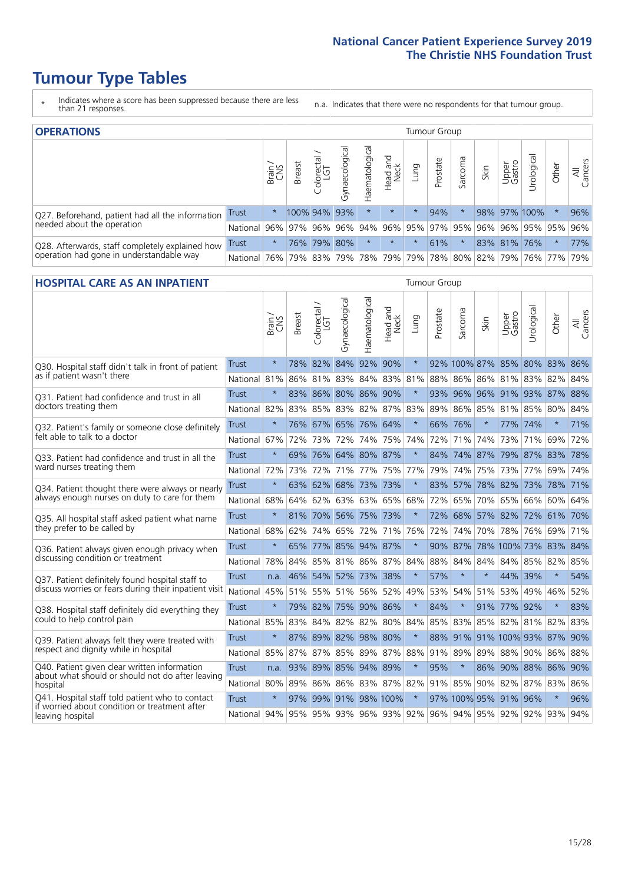# Tumour Type Tables

\* Indicates where a score has been suppressed because there are less than 21 responses.

n.a. Indicates that there were no respondents for that tumour group.

## OPERATIONS

| | | Brain / CNS | Breast | Colorectal / LGT | Gynaecological | Haematological | Head and Neck | Lung | Prostate | Sarcoma | Skin | Upper Gastro | Urological | Other | All Cancers |
|---|---|---|---|---|---|---|---|---|---|---|---|---|---|---|---|
| Q27. Beforehand, patient had all the information needed about the operation | Trust | * | 100% | 94% | 93% | * | * | * | 94% | * | 98% | 97% | 100% | * | 96% |
| | National | 96% | 97% | 96% | 96% | 94% | 96% | 95% | 97% | 95% | 96% | 96% | 95% | 95% | 96% |
| Q28. Afterwards, staff completely explained how operation had gone in understandable way | Trust | * | 76% | 79% | 80% | * | * | * | 61% | * | 83% | 81% | 76% | * | 77% |
| | National | 76% | 79% | 83% | 79% | 78% | 79% | 79% | 78% | 80% | 82% | 79% | 76% | 77% | 79% |

## HOSPITAL CARE AS AN INPATIENT

| | | Brain / CNS | Breast | Colorectal / LGT | Gynaecological | Haematological | Head and Neck | Lung | Prostate | Sarcoma | Skin | Upper Gastro | Urological | Other | All Cancers |
|---|---|---|---|---|---|---|---|---|---|---|---|---|---|---|---|
| Q30. Hospital staff didn't talk in front of patient as if patient wasn't there | Trust | * | 78% | 82% | 84% | 92% | 90% | * | 92% | 100% | 87% | 85% | 80% | 83% | 86% |
| | National | 81% | 86% | 81% | 83% | 84% | 83% | 81% | 88% | 86% | 86% | 81% | 83% | 82% | 84% |
| Q31. Patient had confidence and trust in all doctors treating them | Trust | * | 83% | 86% | 80% | 86% | 90% | * | 93% | 96% | 96% | 91% | 93% | 87% | 88% |
| | National | 82% | 83% | 85% | 83% | 82% | 87% | 83% | 89% | 86% | 85% | 81% | 85% | 80% | 84% |
| Q32. Patient's family or someone close definitely felt able to talk to a doctor | Trust | * | 76% | 67% | 65% | 76% | 64% | * | 66% | 76% | * | 77% | 74% | * | 71% |
| | National | 67% | 72% | 73% | 72% | 74% | 75% | 74% | 72% | 71% | 74% | 73% | 71% | 69% | 72% |
| Q33. Patient had confidence and trust in all the ward nurses treating them | Trust | * | 69% | 76% | 64% | 80% | 87% | * | 84% | 74% | 87% | 79% | 87% | 83% | 78% |
| | National | 72% | 73% | 72% | 71% | 77% | 75% | 77% | 79% | 74% | 75% | 73% | 77% | 69% | 74% |
| Q34. Patient thought there were always or nearly always enough nurses on duty to care for them | Trust | * | 63% | 62% | 68% | 73% | 73% | * | 83% | 57% | 78% | 82% | 73% | 78% | 71% |
| | National | 68% | 64% | 62% | 63% | 63% | 65% | 68% | 72% | 65% | 70% | 65% | 66% | 60% | 64% |
| Q35. All hospital staff asked patient what name they prefer to be called by | Trust | * | 81% | 70% | 56% | 75% | 73% | * | 72% | 68% | 57% | 82% | 72% | 61% | 70% |
| | National | 68% | 62% | 74% | 65% | 72% | 71% | 76% | 72% | 74% | 70% | 78% | 76% | 69% | 71% |
| Q36. Patient always given enough privacy when discussing condition or treatment | Trust | * | 65% | 77% | 85% | 94% | 87% | * | 90% | 87% | 78% | 100% | 73% | 83% | 84% |
| | National | 78% | 84% | 85% | 81% | 86% | 87% | 84% | 88% | 84% | 84% | 84% | 85% | 82% | 85% |
| Q37. Patient definitely found hospital staff to discuss worries or fears during their inpatient visit | Trust | n.a. | 46% | 54% | 52% | 73% | 38% | * | 57% | * | * | 44% | 39% | * | 54% |
| | National | 45% | 51% | 55% | 51% | 56% | 52% | 49% | 53% | 54% | 51% | 53% | 49% | 46% | 52% |
| Q38. Hospital staff definitely did everything they could to help control pain | Trust | * | 79% | 82% | 75% | 90% | 86% | * | 84% | * | 91% | 77% | 92% | * | 83% |
| | National | 85% | 83% | 84% | 82% | 82% | 80% | 84% | 85% | 83% | 85% | 82% | 81% | 82% | 83% |
| Q39. Patient always felt they were treated with respect and dignity while in hospital | Trust | * | 87% | 89% | 82% | 98% | 80% | * | 88% | 91% | 91% | 100% | 93% | 87% | 90% |
| | National | 85% | 87% | 87% | 85% | 89% | 87% | 88% | 91% | 89% | 89% | 88% | 90% | 86% | 88% |
| Q40. Patient given clear written information about what should or should not do after leaving hospital | Trust | n.a. | 93% | 89% | 85% | 94% | 89% | * | 95% | * | 86% | 90% | 88% | 86% | 90% |
| | National | 80% | 89% | 86% | 86% | 83% | 87% | 82% | 91% | 85% | 90% | 82% | 87% | 83% | 86% |
| Q41. Hospital staff told patient who to contact if worried about condition or treatment after leaving hospital | Trust | * | 97% | 99% | 91% | 98% | 100% | * | 97% | 100% | 95% | 91% | 96% | * | 96% |
| | National | 94% | 95% | 95% | 93% | 96% | 93% | 92% | 96% | 94% | 95% | 92% | 92% | 93% | 94% |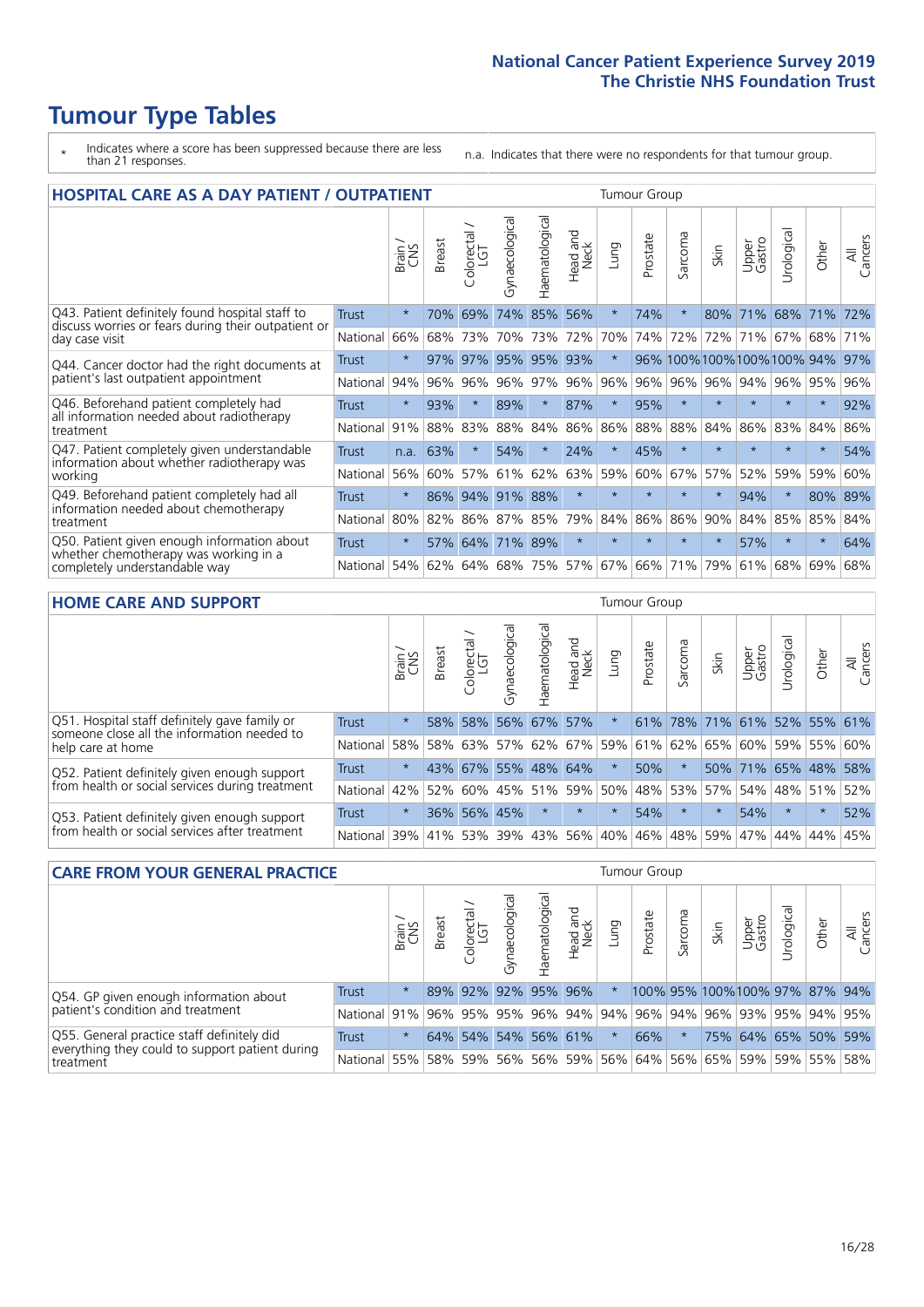# Tumour Type Tables

\* Indicates where a score has been suppressed because there are less than 21 responses.

n.a. Indicates that there were no respondents for that tumour group.

## HOSPITAL CARE AS A DAY PATIENT / OUTPATIENT

| | | Brain / CNS | Breast | Colorectal / LGT | Gynaecological | Haematological | Head and Neck | Lung | Prostate | Sarcoma | Skin | Upper Gastro | Urological | Other | All Cancers |
|---|---|---|---|---|---|---|---|---|---|---|---|---|---|---|---|
| Q43. Patient definitely found hospital staff to discuss worries or fears during their outpatient or day case visit | Trust | * | 70% | 69% | 74% | 85% | 56% | * | 74% | * | 80% | 71% | 68% | 71% | 72% |
| | National | 66% | 68% | 73% | 70% | 73% | 72% | 70% | 74% | 72% | 72% | 71% | 67% | 68% | 71% |
| Q44. Cancer doctor had the right documents at patient's last outpatient appointment | Trust | * | 97% | 97% | 95% | 95% | 93% | * | 96% | 100% | 100% | 100% | 100% | 94% | 97% |
| | National | 94% | 96% | 96% | 96% | 97% | 96% | 96% | 96% | 96% | 96% | 94% | 96% | 95% | 96% |
| Q46. Beforehand patient completely had all information needed about radiotherapy treatment | Trust | * | 93% | * | 89% | * | 87% | * | 95% | * | * | * | * | * | 92% |
| | National | 91% | 88% | 83% | 88% | 84% | 86% | 86% | 88% | 88% | 84% | 86% | 83% | 84% | 86% |
| Q47. Patient completely given understandable information about whether radiotherapy was working | Trust | n.a. | 63% | * | 54% | * | 24% | * | 45% | * | * | * | * | * | 54% |
| | National | 56% | 60% | 57% | 61% | 62% | 63% | 59% | 60% | 67% | 57% | 52% | 59% | 59% | 60% |
| Q49. Beforehand patient completely had all information needed about chemotherapy treatment | Trust | * | 86% | 94% | 91% | 88% | * | * | * | * | * | 94% | * | 80% | 89% |
| | National | 80% | 82% | 86% | 87% | 85% | 79% | 84% | 86% | 86% | 90% | 84% | 85% | 85% | 84% |
| Q50. Patient given enough information about whether chemotherapy was working in a completely understandable way | Trust | * | 57% | 64% | 71% | 89% | * | * | * | * | * | 57% | * | * | 64% |
| | National | 54% | 62% | 64% | 68% | 75% | 57% | 67% | 66% | 71% | 79% | 61% | 68% | 69% | 68% |

## HOME CARE AND SUPPORT

| | | Brain / CNS | Breast | Colorectal / LGT | Gynaecological | Haematological | Head and Neck | Lung | Prostate | Sarcoma | Skin | Upper Gastro | Urological | Other | All Cancers |
|---|---|---|---|---|---|---|---|---|---|---|---|---|---|---|---|
| Q51. Hospital staff definitely gave family or someone close all the information needed to help care at home | Trust | * | 58% | 58% | 56% | 67% | 57% | * | 61% | 78% | 71% | 61% | 52% | 55% | 61% |
| | National | 58% | 58% | 63% | 57% | 62% | 67% | 59% | 61% | 62% | 65% | 60% | 59% | 55% | 60% |
| Q52. Patient definitely given enough support from health or social services during treatment | Trust | * | 43% | 67% | 55% | 48% | 64% | * | 50% | * | 50% | 71% | 65% | 48% | 58% |
| | National | 42% | 52% | 60% | 45% | 51% | 59% | 50% | 48% | 53% | 57% | 54% | 48% | 51% | 52% |
| Q53. Patient definitely given enough support from health or social services after treatment | Trust | * | 36% | 56% | 45% | * | * | * | 54% | * | * | 54% | * | * | 52% |
| | National | 39% | 41% | 53% | 39% | 43% | 56% | 40% | 46% | 48% | 59% | 47% | 44% | 44% | 45% |

## CARE FROM YOUR GENERAL PRACTICE

| | | Brain / CNS | Breast | Colorectal / LGT | Gynaecological | Haematological | Head and Neck | Lung | Prostate | Sarcoma | Skin | Upper Gastro | Urological | Other | All Cancers |
|---|---|---|---|---|---|---|---|---|---|---|---|---|---|---|---|
| Q54. GP given enough information about patient's condition and treatment | Trust | * | 89% | 92% | 92% | 95% | 96% | * | 100% | 95% | 100% | 100% | 97% | 87% | 94% |
| | National | 91% | 96% | 95% | 95% | 96% | 94% | 94% | 96% | 94% | 96% | 93% | 95% | 94% | 95% |
| Q55. General practice staff definitely did everything they could to support patient during treatment | Trust | * | 64% | 54% | 54% | 56% | 61% | * | 66% | * | 75% | 64% | 65% | 50% | 59% |
| | National | 55% | 58% | 59% | 56% | 56% | 59% | 56% | 64% | 56% | 65% | 59% | 59% | 55% | 58% |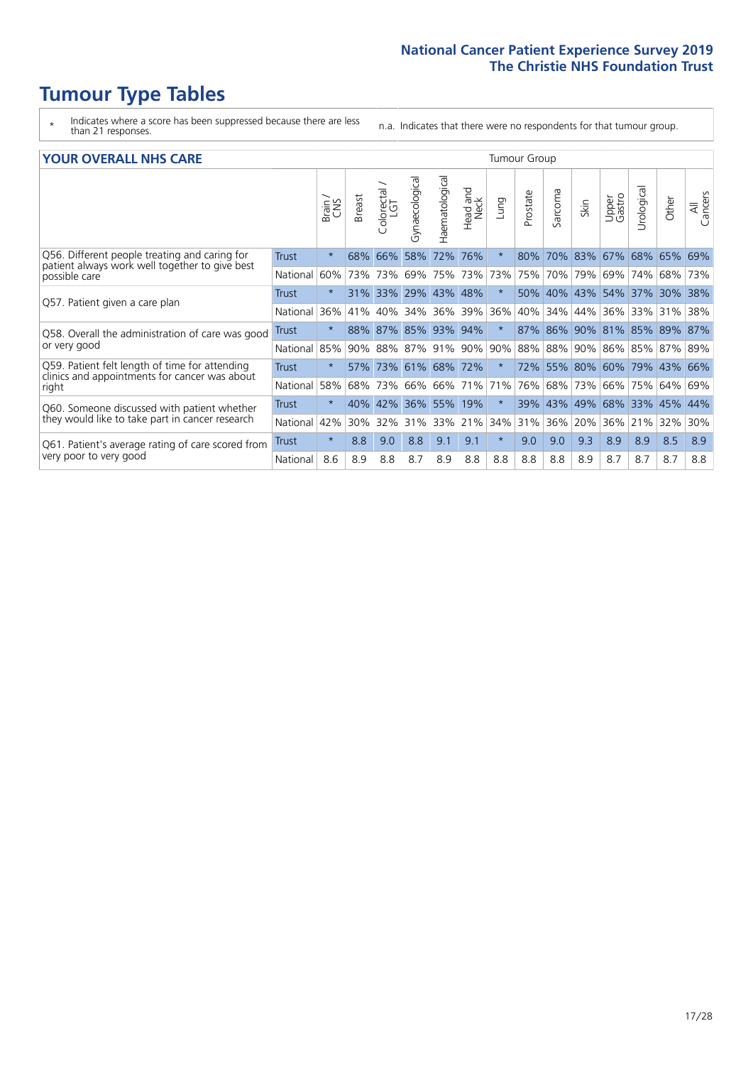# Tumour Type Tables

- \* Indicates where a score has been suppressed because there are less than 21 responses.
- n.a. Indicates that there were no respondents for that tumour group.

## YOUR OVERALL NHS CARE

| | | Brain / CNS | Breast | Colorectal / LGT | Gynaecological | Haematological | Head and Neck | Lung | Prostate | Sarcoma | Skin | Upper Gastro | Urological | Other | All Cancers |
|---|---|---|---|---|---|---|---|---|---|---|---|---|---|---|---|
| Q56. Different people treating and caring for patient always work well together to give best possible care | Trust | * | 68% | 66% | 58% | 72% | 76% | * | 80% | 70% | 83% | 67% | 68% | 65% | 69% |
| | National | 60% | 73% | 73% | 69% | 75% | 73% | 73% | 75% | 70% | 79% | 69% | 74% | 68% | 73% |
| Q57. Patient given a care plan | Trust | * | 31% | 33% | 29% | 43% | 48% | * | 50% | 40% | 43% | 54% | 37% | 30% | 38% |
| | National | 36% | 41% | 40% | 34% | 36% | 39% | 36% | 40% | 34% | 44% | 36% | 33% | 31% | 38% |
| Q58. Overall the administration of care was good or very good | Trust | * | 88% | 87% | 85% | 93% | 94% | * | 87% | 86% | 90% | 81% | 85% | 89% | 87% |
| | National | 85% | 90% | 88% | 87% | 91% | 90% | 90% | 88% | 88% | 90% | 86% | 85% | 87% | 89% |
| Q59. Patient felt length of time for attending clinics and appointments for cancer was about right | Trust | * | 57% | 73% | 61% | 68% | 72% | * | 72% | 55% | 80% | 60% | 79% | 43% | 66% |
| | National | 58% | 68% | 73% | 66% | 66% | 71% | 71% | 76% | 68% | 73% | 66% | 75% | 64% | 69% |
| Q60. Someone discussed with patient whether they would like to take part in cancer research | Trust | * | 40% | 42% | 36% | 55% | 19% | * | 39% | 43% | 49% | 68% | 33% | 45% | 44% |
| | National | 42% | 30% | 32% | 31% | 33% | 21% | 34% | 31% | 36% | 20% | 36% | 21% | 32% | 30% |
| Q61. Patient's average rating of care scored from very poor to very good | Trust | * | 8.8 | 9.0 | 8.8 | 9.1 | 9.1 | * | 9.0 | 9.0 | 9.3 | 8.9 | 8.9 | 8.5 | 8.9 |
| | National | 8.6 | 8.9 | 8.8 | 8.7 | 8.9 | 8.8 | 8.8 | 8.8 | 8.8 | 8.9 | 8.7 | 8.7 | 8.7 | 8.8 |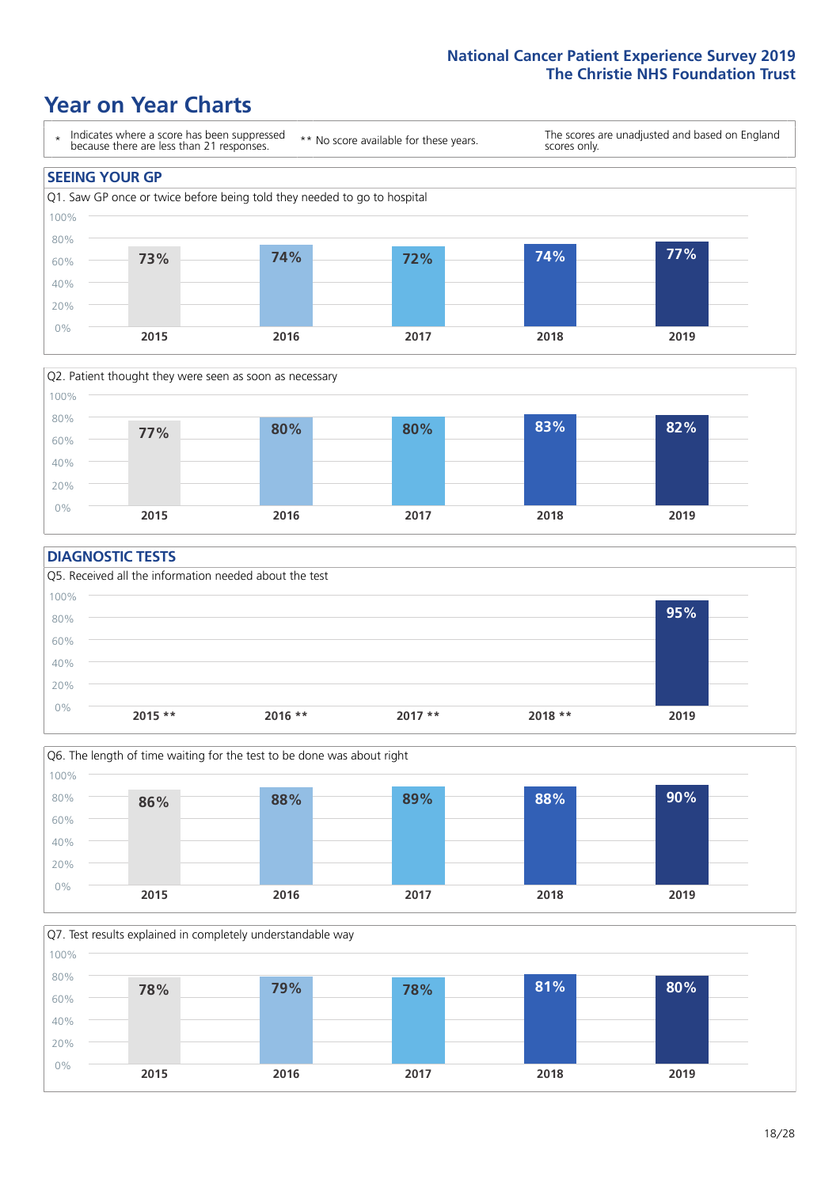# Year on Year Charts

\* Indicates where a score has been suppressed because there are less than 21 responses.

** No score available for these years.

The scores are unadjusted and based on England scores only.

## SEEING YOUR GP

Q1. Saw GP once or twice before being told they needed to go to hospital

| 2015 | 2016 | 2017 | 2018 | 2019 |
|---|---|---|---|---|
| 73% | 74% | 72% | 74% | 77% |

Q2. Patient thought they were seen as soon as necessary

| 2015 | 2016 | 2017 | 2018 | 2019 |
|---|---|---|---|---|
| 77% | 80% | 80% | 83% | 82% |

## DIAGNOSTIC TESTS

Q5. Received all the information needed about the test

| 2015 ** | 2016 ** | 2017 ** | 2018 ** | 2019 |
|---|---|---|---|---|
| | | | | 95% |

Q6. The length of time waiting for the test to be done was about right

| 2015 | 2016 | 2017 | 2018 | 2019 |
|---|---|---|---|---|
| 86% | 88% | 89% | 88% | 90% |

Q7. Test results explained in completely understandable way

| 2015 | 2016 | 2017 | 2018 | 2019 |
|---|---|---|---|---|
| 78% | 79% | 78% | 81% | 80% |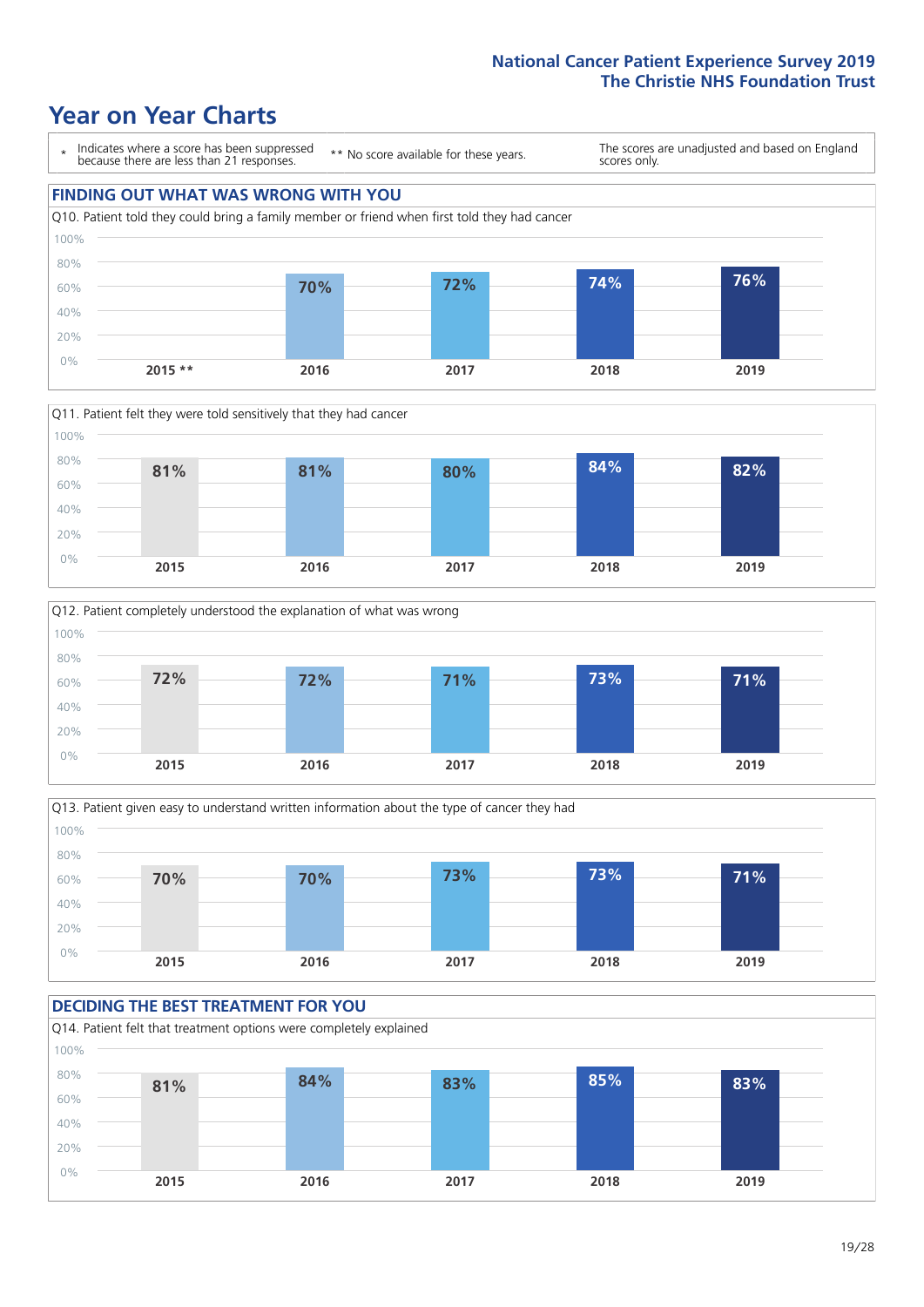# Year on Year Charts

\* Indicates where a score has been suppressed because there are less than 21 responses.

** No score available for these years.

The scores are unadjusted and based on England scores only.

## FINDING OUT WHAT WAS WRONG WITH YOU

Q10. Patient told they could bring a family member or friend when first told they had cancer

| 2015 ** | 2016 | 2017 | 2018 | 2019 |
|---|---|---|---|---|
| | 70% | 72% | 74% | 76% |

Q11. Patient felt they were told sensitively that they had cancer

| 2015 | 2016 | 2017 | 2018 | 2019 |
|---|---|---|---|---|
| 81% | 81% | 80% | 84% | 82% |

Q12. Patient completely understood the explanation of what was wrong

| 2015 | 2016 | 2017 | 2018 | 2019 |
|---|---|---|---|---|
| 72% | 72% | 71% | 73% | 71% |

Q13. Patient given easy to understand written information about the type of cancer they had

| 2015 | 2016 | 2017 | 2018 | 2019 |
|---|---|---|---|---|
| 70% | 70% | 73% | 73% | 71% |

## DECIDING THE BEST TREATMENT FOR YOU

Q14. Patient felt that treatment options were completely explained

| 2015 | 2016 | 2017 | 2018 | 2019 |
|---|---|---|---|---|
| 81% | 84% | 83% | 85% | 83% |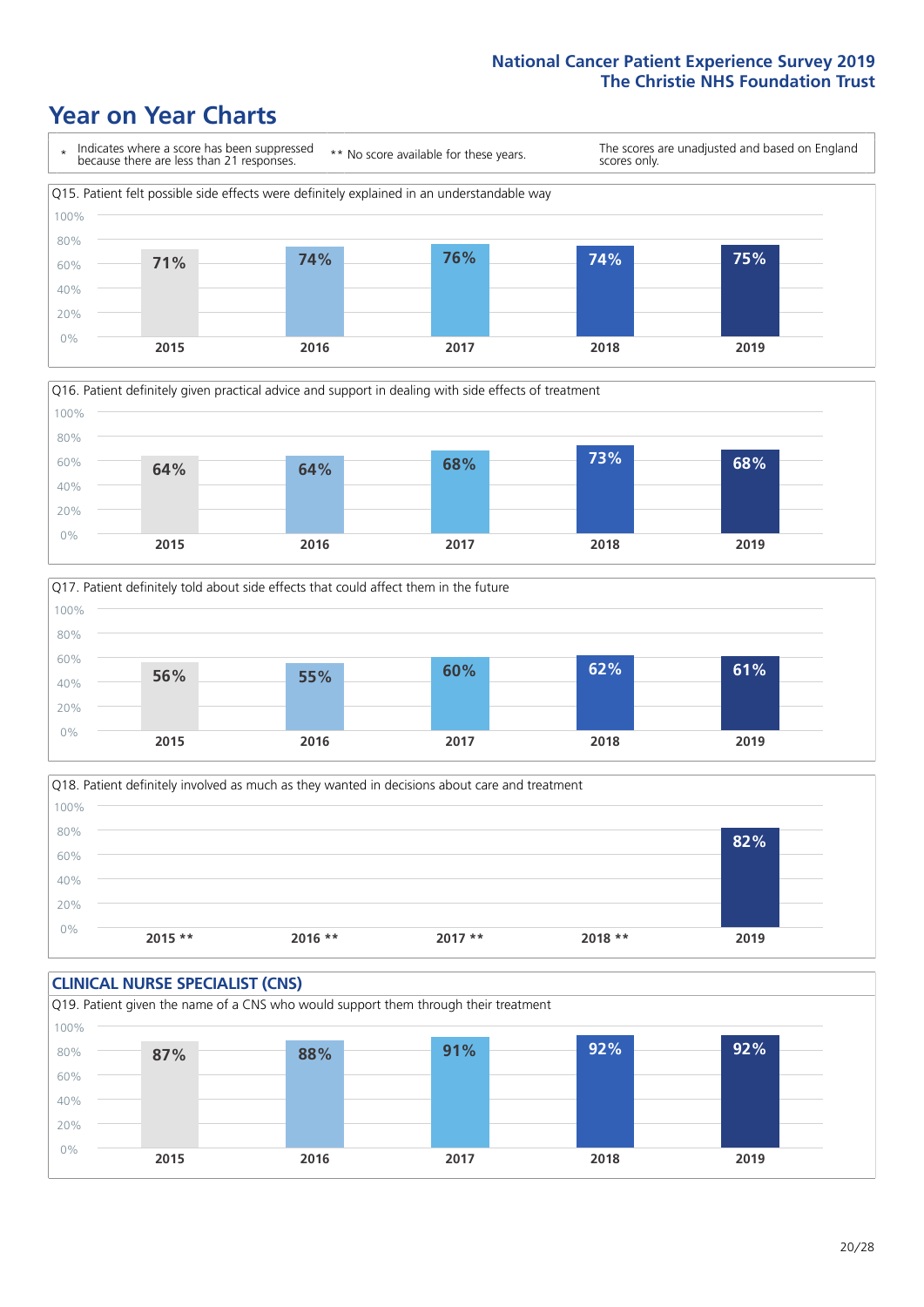# Year on Year Charts

\* Indicates where a score has been suppressed because there are less than 21 responses.

** No score available for these years.

The scores are unadjusted and based on England scores only.

Q15. Patient felt possible side effects were definitely explained in an understandable way

| 2015 | 2016 | 2017 | 2018 | 2019 |
|---|---|---|---|---|
| 71% | 74% | 76% | 74% | 75% |

Q16. Patient definitely given practical advice and support in dealing with side effects of treatment

| 2015 | 2016 | 2017 | 2018 | 2019 |
|---|---|---|---|---|
| 64% | 64% | 68% | 73% | 68% |

Q17. Patient definitely told about side effects that could affect them in the future

| 2015 | 2016 | 2017 | 2018 | 2019 |
|---|---|---|---|---|
| 56% | 55% | 60% | 62% | 61% |

Q18. Patient definitely involved as much as they wanted in decisions about care and treatment

| 2015 ** | 2016 ** | 2017 ** | 2018 ** | 2019 |
|---|---|---|---|---|
| | | | | 82% |

## CLINICAL NURSE SPECIALIST (CNS)

Q19. Patient given the name of a CNS who would support them through their treatment

| 2015 | 2016 | 2017 | 2018 | 2019 |
|---|---|---|---|---|
| 87% | 88% | 91% | 92% | 92% |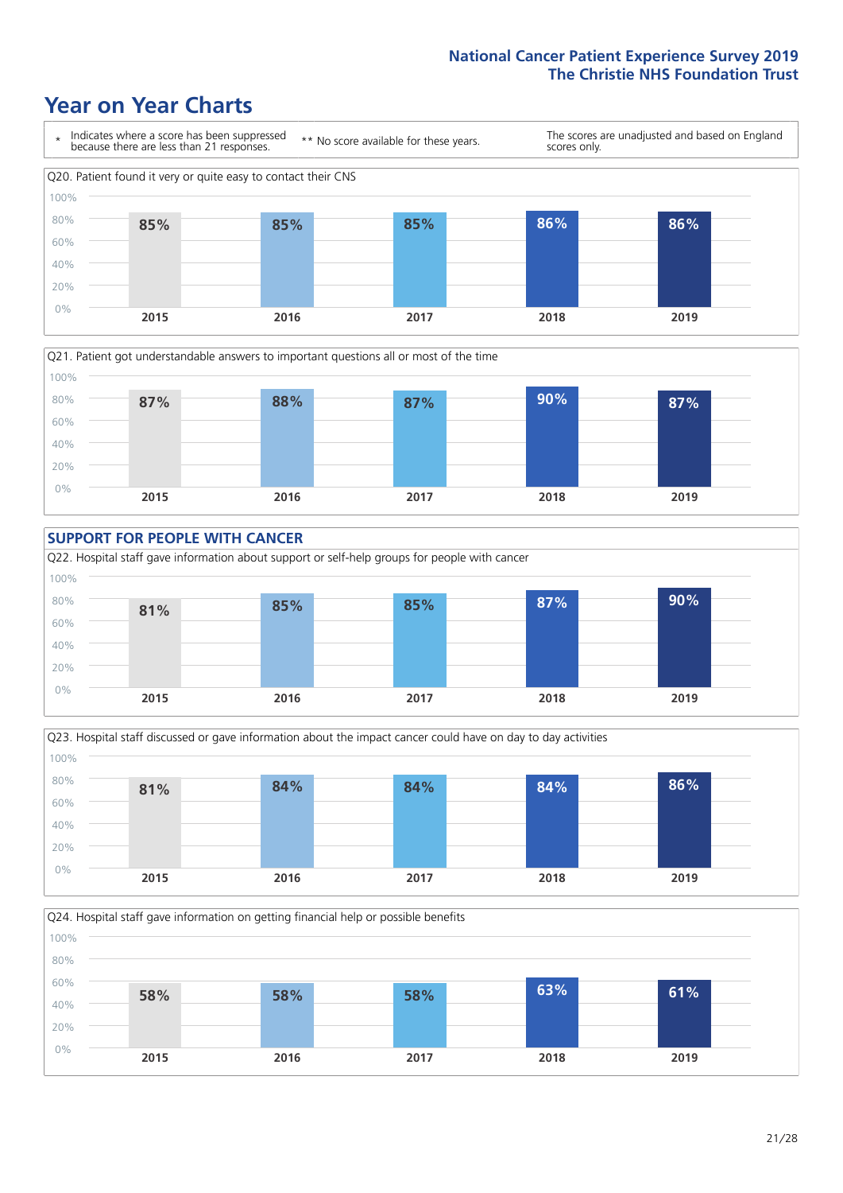# Year on Year Charts

\* Indicates where a score has been suppressed because there are less than 21 responses.

** No score available for these years.

The scores are unadjusted and based on England scores only.

Q20. Patient found it very or quite easy to contact their CNS

| 2015 | 2016 | 2017 | 2018 | 2019 |
|---|---|---|---|---|
| 85% | 85% | 85% | 86% | 86% |

Q21. Patient got understandable answers to important questions all or most of the time

| 2015 | 2016 | 2017 | 2018 | 2019 |
|---|---|---|---|---|
| 87% | 88% | 87% | 90% | 87% |

## SUPPORT FOR PEOPLE WITH CANCER

Q22. Hospital staff gave information about support or self-help groups for people with cancer

| 2015 | 2016 | 2017 | 2018 | 2019 |
|---|---|---|---|---|
| 81% | 85% | 85% | 87% | 90% |

Q23. Hospital staff discussed or gave information about the impact cancer could have on day to day activities

| 2015 | 2016 | 2017 | 2018 | 2019 |
|---|---|---|---|---|
| 81% | 84% | 84% | 84% | 86% |

Q24. Hospital staff gave information on getting financial help or possible benefits

| 2015 | 2016 | 2017 | 2018 | 2019 |
|---|---|---|---|---|
| 58% | 58% | 58% | 63% | 61% |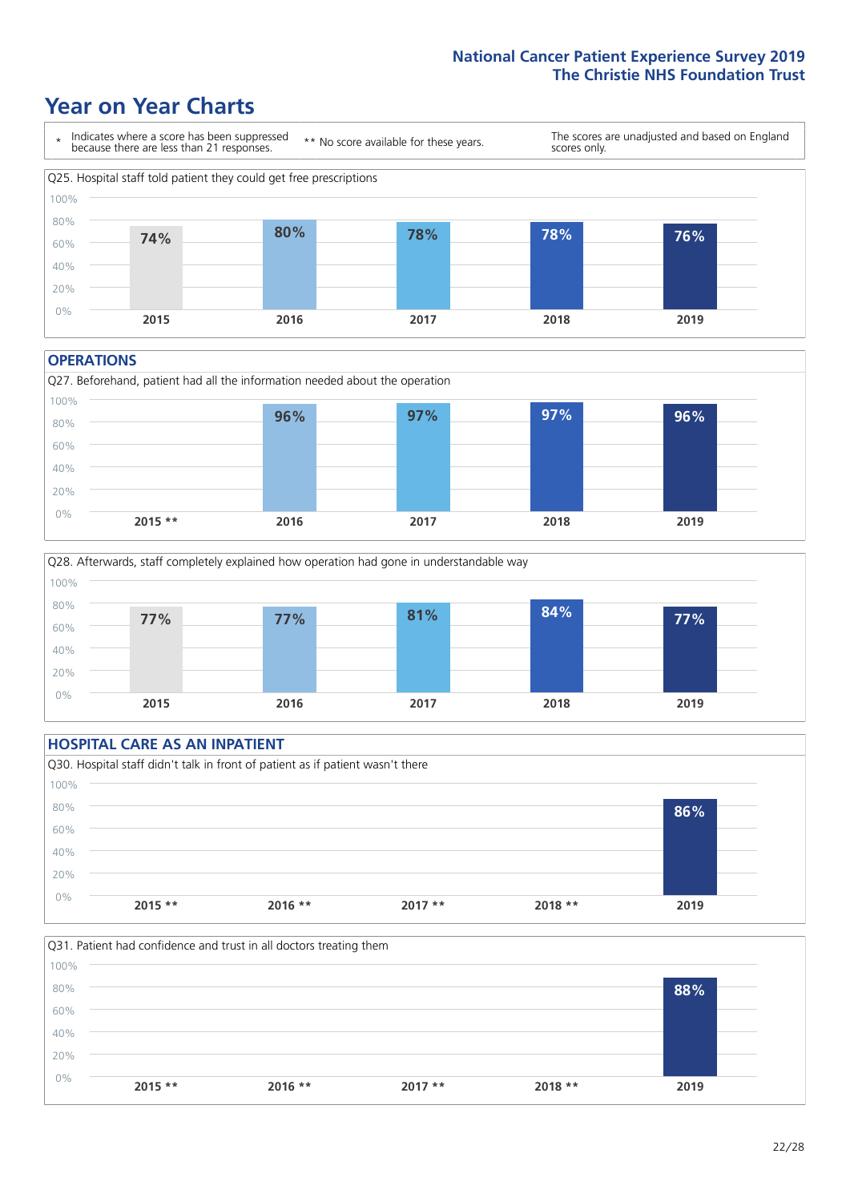# Year on Year Charts

\* Indicates where a score has been suppressed because there are less than 21 responses.

\*\* No score available for these years.

The scores are unadjusted and based on England scores only.

Q25. Hospital staff told patient they could get free prescriptions

| 2015 | 2016 | 2017 | 2018 | 2019 |
|---|---|---|---|---|
| 74% | 80% | 78% | 78% | 76% |

## OPERATIONS

Q27. Beforehand, patient had all the information needed about the operation

| 2015 ** | 2016 | 2017 | 2018 | 2019 |
|---|---|---|---|---|
| | 96% | 97% | 97% | 96% |

Q28. Afterwards, staff completely explained how operation had gone in understandable way

| 2015 | 2016 | 2017 | 2018 | 2019 |
|---|---|---|---|---|
| 77% | 77% | 81% | 84% | 77% |

## HOSPITAL CARE AS AN INPATIENT

Q30. Hospital staff didn't talk in front of patient as if patient wasn't there

| 2015 ** | 2016 ** | 2017 ** | 2018 ** | 2019 |
|---|---|---|---|---|
| | | | | 86% |

Q31. Patient had confidence and trust in all doctors treating them

| 2015 ** | 2016 ** | 2017 ** | 2018 ** | 2019 |
|---|---|---|---|---|
| | | | | 88% |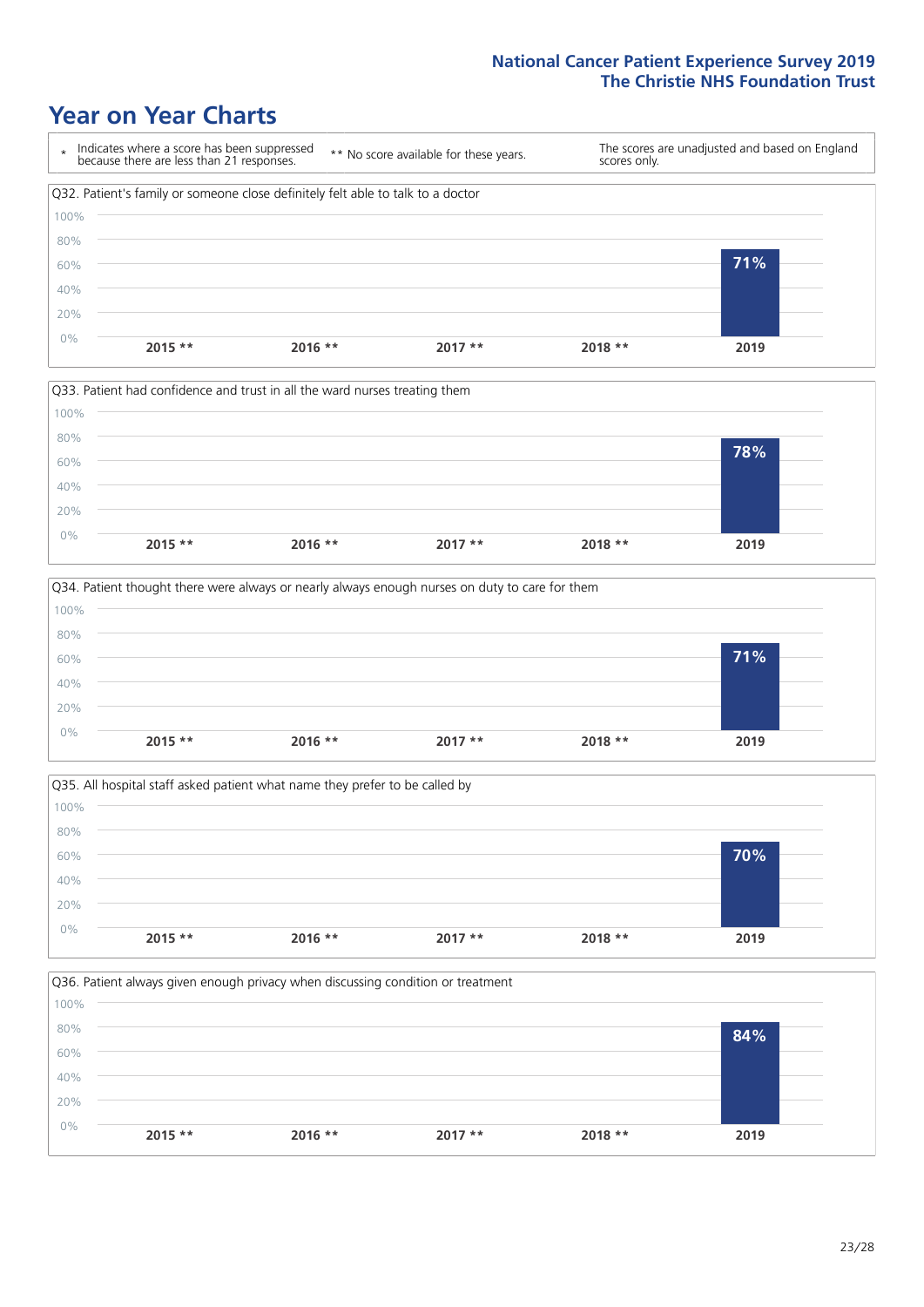# Year on Year Charts

| * | Indicates where a score has been suppressed because there are less than 21 responses. | ** No score available for these years. | The scores are unadjusted and based on England scores only. |
|---|---|---|---|

Q32. Patient's family or someone close definitely felt able to talk to a doctor

| 2015 ** | 2016 ** | 2017 ** | 2018 ** | 2019 |
|---|---|---|---|---|
| | | | | 71% |

Q33. Patient had confidence and trust in all the ward nurses treating them

| 2015 ** | 2016 ** | 2017 ** | 2018 ** | 2019 |
|---|---|---|---|---|
| | | | | 78% |

Q34. Patient thought there were always or nearly always enough nurses on duty to care for them

| 2015 ** | 2016 ** | 2017 ** | 2018 ** | 2019 |
|---|---|---|---|---|
| | | | | 71% |

Q35. All hospital staff asked patient what name they prefer to be called by

| 2015 ** | 2016 ** | 2017 ** | 2018 ** | 2019 |
|---|---|---|---|---|
| | | | | 70% |

Q36. Patient always given enough privacy when discussing condition or treatment

| 2015 ** | 2016 ** | 2017 ** | 2018 ** | 2019 |
|---|---|---|---|---|
| | | | | 84% |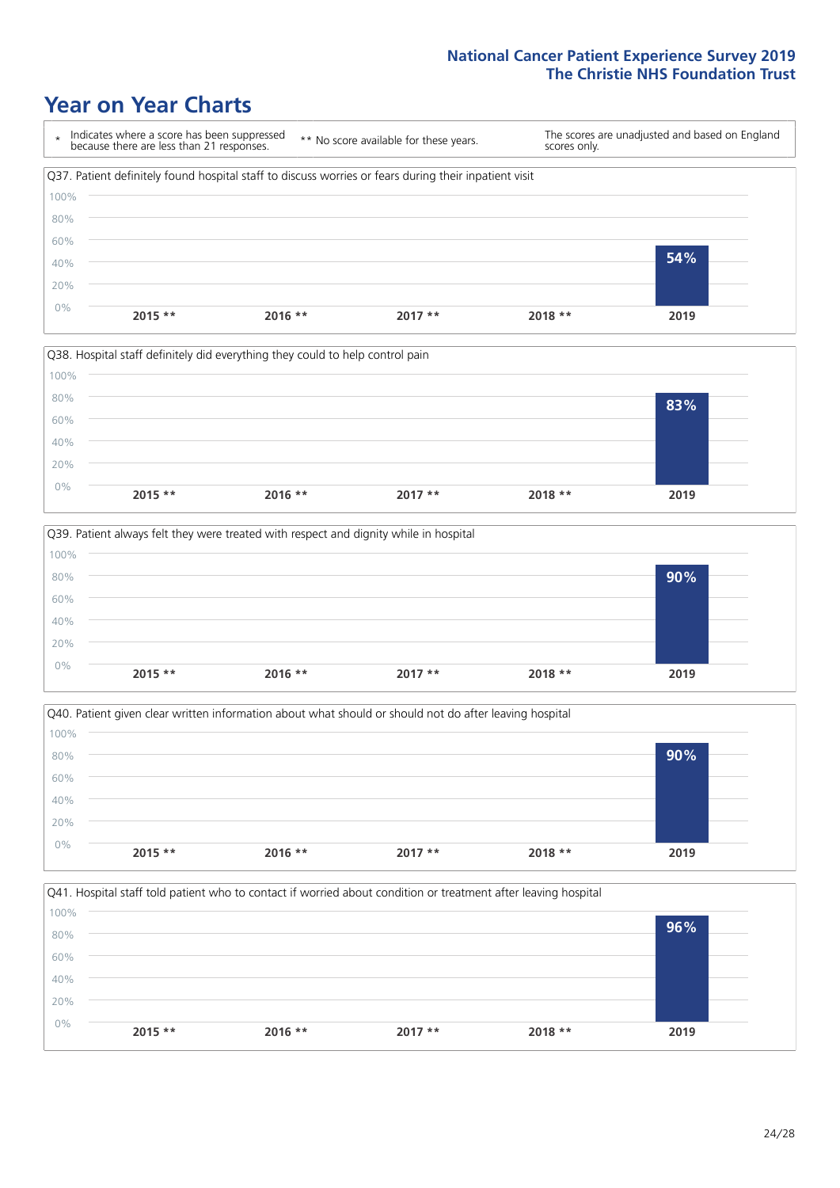# Year on Year Charts

| * Indicates where a score has been suppressed because there are less than 21 responses. | ** No score available for these years. | The scores are unadjusted and based on England scores only. |
|---|---|---|

Q37. Patient definitely found hospital staff to discuss worries or fears during their inpatient visit

| 2015 ** | 2016 ** | 2017 ** | 2018 ** | 2019 |
|---|---|---|---|---|
| | | | | 54% |

Q38. Hospital staff definitely did everything they could to help control pain

| 2015 ** | 2016 ** | 2017 ** | 2018 ** | 2019 |
|---|---|---|---|---|
| | | | | 83% |

Q39. Patient always felt they were treated with respect and dignity while in hospital

| 2015 ** | 2016 ** | 2017 ** | 2018 ** | 2019 |
|---|---|---|---|---|
| | | | | 90% |

Q40. Patient given clear written information about what should or should not do after leaving hospital

| 2015 ** | 2016 ** | 2017 ** | 2018 ** | 2019 |
|---|---|---|---|---|
| | | | | 90% |

Q41. Hospital staff told patient who to contact if worried about condition or treatment after leaving hospital

| 2015 ** | 2016 ** | 2017 ** | 2018 ** | 2019 |
|---|---|---|---|---|
| | | | | 96% |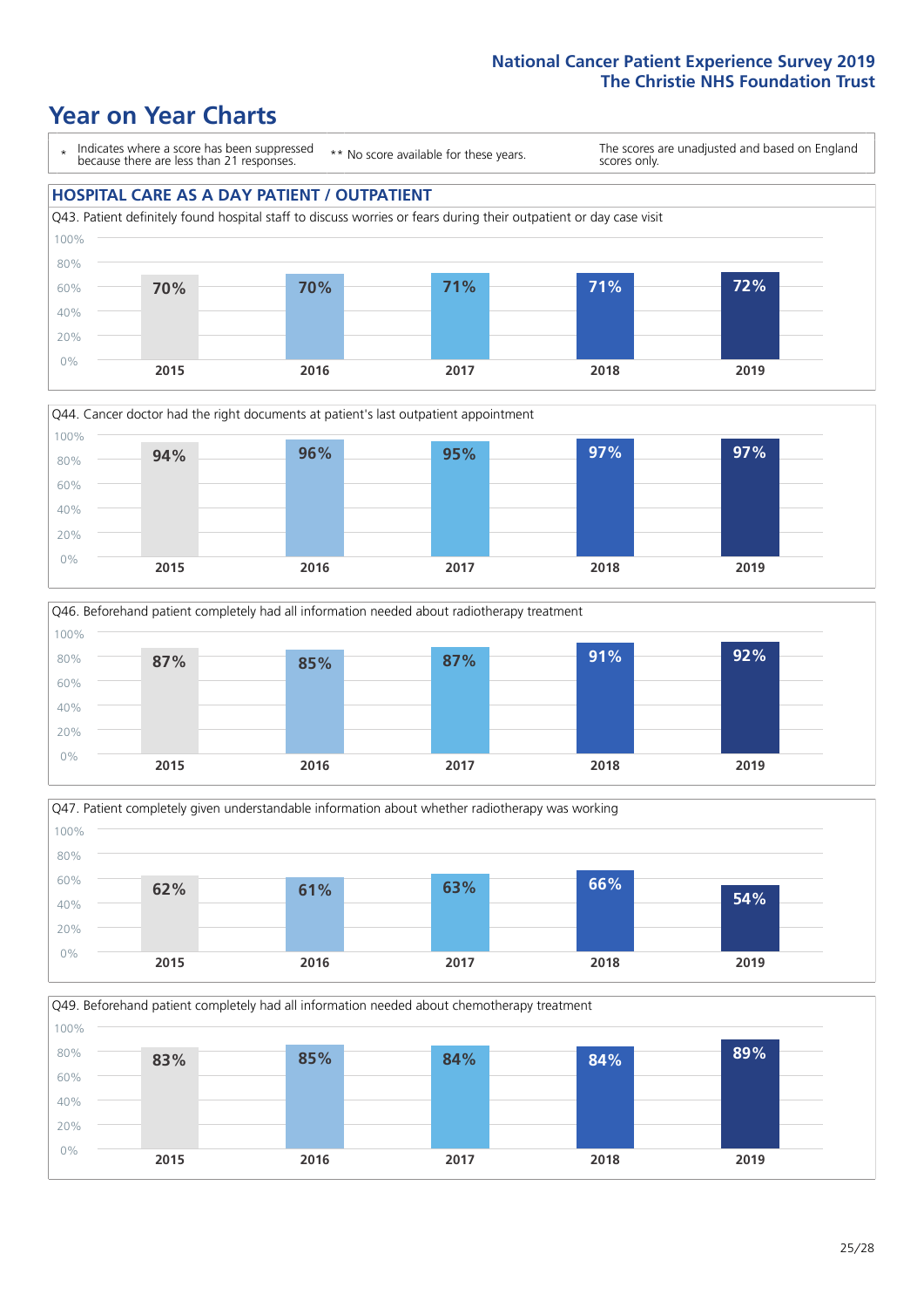# Year on Year Charts

\* Indicates where a score has been suppressed because there are less than 21 responses.

\*\* No score available for these years.

The scores are unadjusted and based on England scores only.

## HOSPITAL CARE AS A DAY PATIENT / OUTPATIENT

Q43. Patient definitely found hospital staff to discuss worries or fears during their outpatient or day case visit

| 2015 | 2016 | 2017 | 2018 | 2019 |
|---|---|---|---|---|
| 70% | 70% | 71% | 71% | 72% |

Q44. Cancer doctor had the right documents at patient's last outpatient appointment

| 2015 | 2016 | 2017 | 2018 | 2019 |
|---|---|---|---|---|
| 94% | 96% | 95% | 97% | 97% |

Q46. Beforehand patient completely had all information needed about radiotherapy treatment

| 2015 | 2016 | 2017 | 2018 | 2019 |
|---|---|---|---|---|
| 87% | 85% | 87% | 91% | 92% |

Q47. Patient completely given understandable information about whether radiotherapy was working

| 2015 | 2016 | 2017 | 2018 | 2019 |
|---|---|---|---|---|
| 62% | 61% | 63% | 66% | 54% |

Q49. Beforehand patient completely had all information needed about chemotherapy treatment

| 2015 | 2016 | 2017 | 2018 | 2019 |
|---|---|---|---|---|
| 83% | 85% | 84% | 84% | 89% |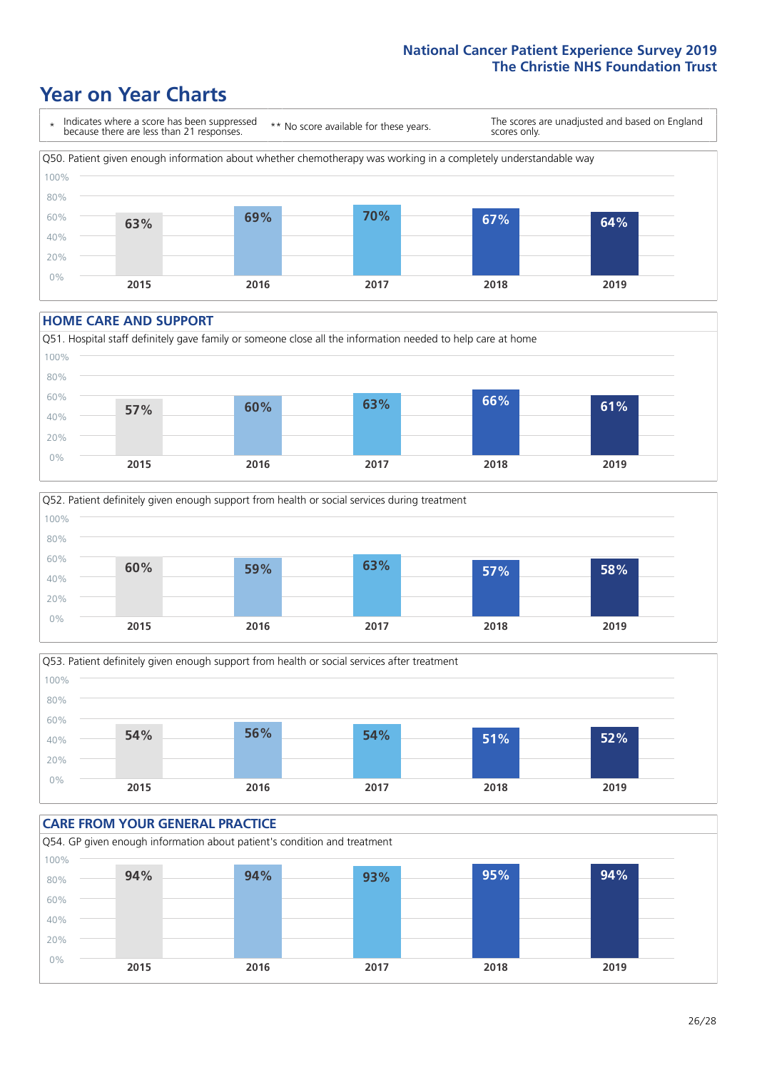# Year on Year Charts

\* Indicates where a score has been suppressed because there are less than 21 responses. ** No score available for these years. The scores are unadjusted and based on England scores only.

Q50. Patient given enough information about whether chemotherapy was working in a completely understandable way

| 2015 | 2016 | 2017 | 2018 | 2019 |
|---|---|---|---|---|
| 63% | 69% | 70% | 67% | 64% |

## HOME CARE AND SUPPORT

Q51. Hospital staff definitely gave family or someone close all the information needed to help care at home

| 2015 | 2016 | 2017 | 2018 | 2019 |
|---|---|---|---|---|
| 57% | 60% | 63% | 66% | 61% |

Q52. Patient definitely given enough support from health or social services during treatment

| 2015 | 2016 | 2017 | 2018 | 2019 |
|---|---|---|---|---|
| 60% | 59% | 63% | 57% | 58% |

Q53. Patient definitely given enough support from health or social services after treatment

| 2015 | 2016 | 2017 | 2018 | 2019 |
|---|---|---|---|---|
| 54% | 56% | 54% | 51% | 52% |

## CARE FROM YOUR GENERAL PRACTICE

Q54. GP given enough information about patient's condition and treatment

| 2015 | 2016 | 2017 | 2018 | 2019 |
|---|---|---|---|---|
| 94% | 94% | 93% | 95% | 94% |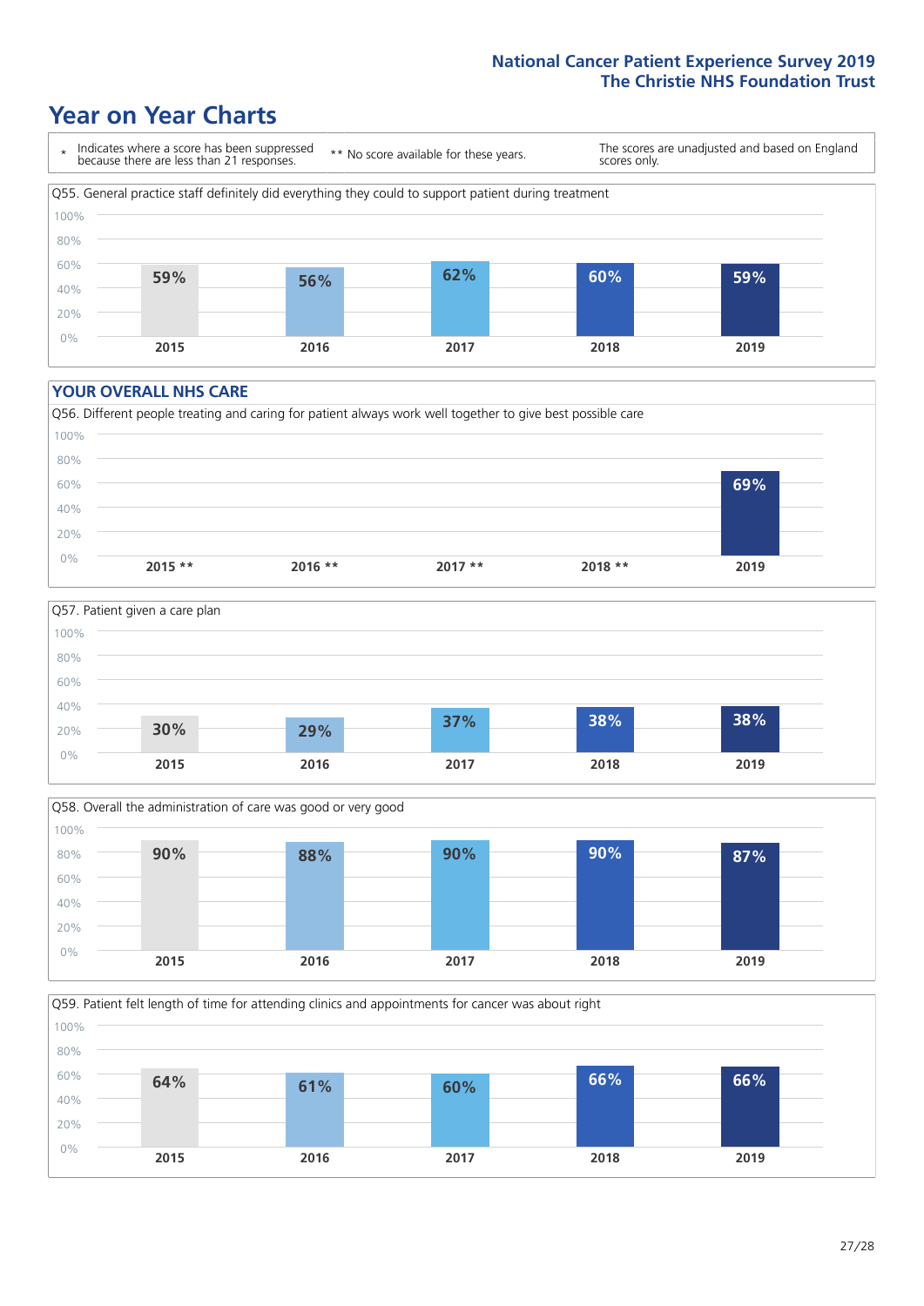# Year on Year Charts

\* Indicates where a score has been suppressed because there are less than 21 responses.

** No score available for these years.

The scores are unadjusted and based on England scores only.

Q55. General practice staff definitely did everything they could to support patient during treatment

| 2015 | 2016 | 2017 | 2018 | 2019 |
|---|---|---|---|---|
| 59% | 56% | 62% | 60% | 59% |

## YOUR OVERALL NHS CARE

Q56. Different people treating and caring for patient always work well together to give best possible care

| 2015 ** | 2016 ** | 2017 ** | 2018 ** | 2019 |
|---|---|---|---|---|
| | | | | 69% |

Q57. Patient given a care plan

| 2015 | 2016 | 2017 | 2018 | 2019 |
|---|---|---|---|---|
| 30% | 29% | 37% | 38% | 38% |

Q58. Overall the administration of care was good or very good

| 2015 | 2016 | 2017 | 2018 | 2019 |
|---|---|---|---|---|
| 90% | 88% | 90% | 90% | 87% |

Q59. Patient felt length of time for attending clinics and appointments for cancer was about right

| 2015 | 2016 | 2017 | 2018 | 2019 |
|---|---|---|---|---|
| 64% | 61% | 60% | 66% | 66% |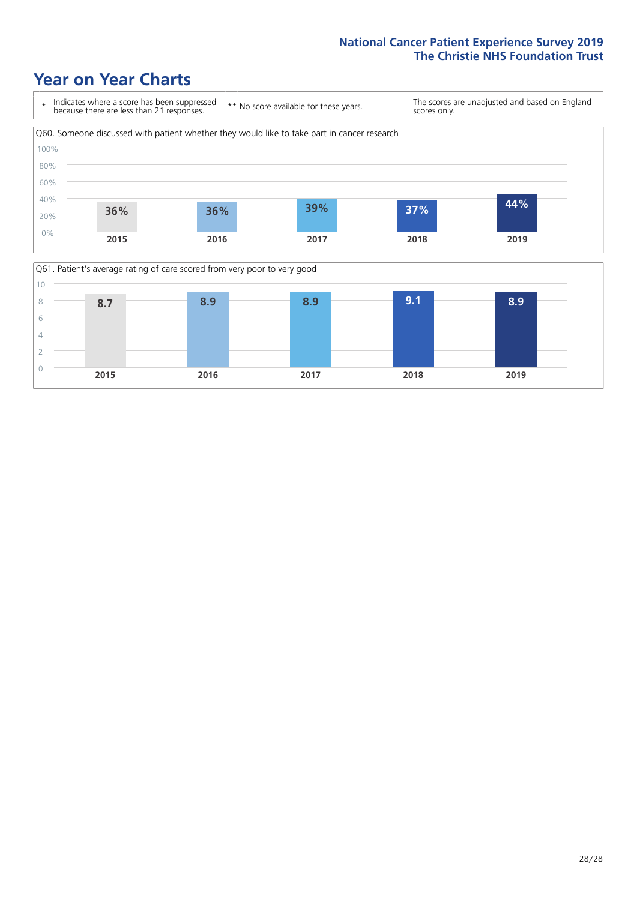# Year on Year Charts

\* Indicates where a score has been suppressed because there are less than 21 responses.

\*\* No score available for these years.

The scores are unadjusted and based on England scores only.

Q60. Someone discussed with patient whether they would like to take part in cancer research

100%
80%
60%
40%
20%
0%

36% 36% 39% 37% 44%

2015 2016 2017 2018 2019

Q61. Patient's average rating of care scored from very poor to very good

10
8
6
4
2
0

8.7 8.9 8.9 9.1 8.9

2015 2016 2017 2018 2019